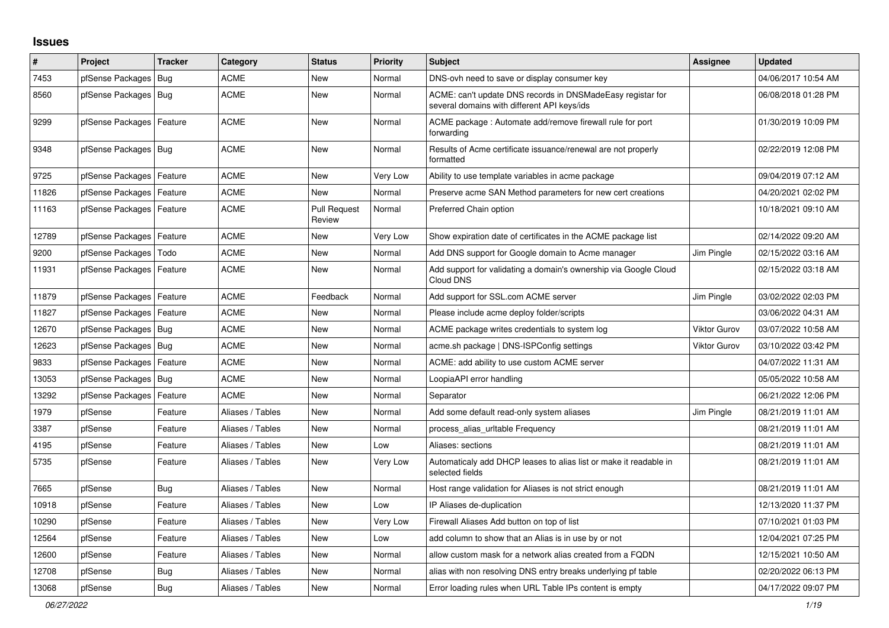# Issues

| # | Project | Tracker | Category | Status | Priority | Subject | Assignee | Updated |
|---|---|---|---|---|---|---|---|---|
| 7453 | pfSense Packages | Bug | ACME | New | Normal | DNS-ovh need to save or display consumer key | | 04/06/2017 10:54 AM |
| 8560 | pfSense Packages | Bug | ACME | New | Normal | ACME: can't update DNS records in DNSMadeEasy registar for several domains with different API keys/ids | | 06/08/2018 01:28 PM |
| 9299 | pfSense Packages | Feature | ACME | New | Normal | ACME package : Automate add/remove firewall rule for port forwarding | | 01/30/2019 10:09 PM |
| 9348 | pfSense Packages | Bug | ACME | New | Normal | Results of Acme certificate issuance/renewal are not properly formatted | | 02/22/2019 12:08 PM |
| 9725 | pfSense Packages | Feature | ACME | New | Very Low | Ability to use template variables in acme package | | 09/04/2019 07:12 AM |
| 11826 | pfSense Packages | Feature | ACME | New | Normal | Preserve acme SAN Method parameters for new cert creations | | 04/20/2021 02:02 PM |
| 11163 | pfSense Packages | Feature | ACME | Pull Request Review | Normal | Preferred Chain option | | 10/18/2021 09:10 AM |
| 12789 | pfSense Packages | Feature | ACME | New | Very Low | Show expiration date of certificates in the ACME package list | | 02/14/2022 09:20 AM |
| 9200 | pfSense Packages | Todo | ACME | New | Normal | Add DNS support for Google domain to Acme manager | Jim Pingle | 02/15/2022 03:16 AM |
| 11931 | pfSense Packages | Feature | ACME | New | Normal | Add support for validating a domain's ownership via Google Cloud Cloud DNS | | 02/15/2022 03:18 AM |
| 11879 | pfSense Packages | Feature | ACME | Feedback | Normal | Add support for SSL.com ACME server | Jim Pingle | 03/02/2022 02:03 PM |
| 11827 | pfSense Packages | Feature | ACME | New | Normal | Please include acme deploy folder/scripts | | 03/06/2022 04:31 AM |
| 12670 | pfSense Packages | Bug | ACME | New | Normal | ACME package writes credentials to system log | Viktor Gurov | 03/07/2022 10:58 AM |
| 12623 | pfSense Packages | Bug | ACME | New | Normal | acme.sh package \| DNS-ISPConfig settings | Viktor Gurov | 03/10/2022 03:42 PM |
| 9833 | pfSense Packages | Feature | ACME | New | Normal | ACME: add ability to use custom ACME server | | 04/07/2022 11:31 AM |
| 13053 | pfSense Packages | Bug | ACME | New | Normal | LoopiaAPI error handling | | 05/05/2022 10:58 AM |
| 13292 | pfSense Packages | Feature | ACME | New | Normal | Separator | | 06/21/2022 12:06 PM |
| 1979 | pfSense | Feature | Aliases / Tables | New | Normal | Add some default read-only system aliases | Jim Pingle | 08/21/2019 11:01 AM |
| 3387 | pfSense | Feature | Aliases / Tables | New | Normal | process_alias_urltable Frequency | | 08/21/2019 11:01 AM |
| 4195 | pfSense | Feature | Aliases / Tables | New | Low | Aliases: sections | | 08/21/2019 11:01 AM |
| 5735 | pfSense | Feature | Aliases / Tables | New | Very Low | Automaticaly add DHCP leases to alias list or make it readable in selected fields | | 08/21/2019 11:01 AM |
| 7665 | pfSense | Bug | Aliases / Tables | New | Normal | Host range validation for Aliases is not strict enough | | 08/21/2019 11:01 AM |
| 10918 | pfSense | Feature | Aliases / Tables | New | Low | IP Aliases de-duplication | | 12/13/2020 11:37 PM |
| 10290 | pfSense | Feature | Aliases / Tables | New | Very Low | Firewall Aliases Add button on top of list | | 07/10/2021 01:03 PM |
| 12564 | pfSense | Feature | Aliases / Tables | New | Low | add column to show that an Alias is in use by or not | | 12/04/2021 07:25 PM |
| 12600 | pfSense | Feature | Aliases / Tables | New | Normal | allow custom mask for a network alias created from a FQDN | | 12/15/2021 10:50 AM |
| 12708 | pfSense | Bug | Aliases / Tables | New | Normal | alias with non resolving DNS entry breaks underlying pf table | | 02/20/2022 06:13 PM |
| 13068 | pfSense | Bug | Aliases / Tables | New | Normal | Error loading rules when URL Table IPs content is empty | | 04/17/2022 09:07 PM |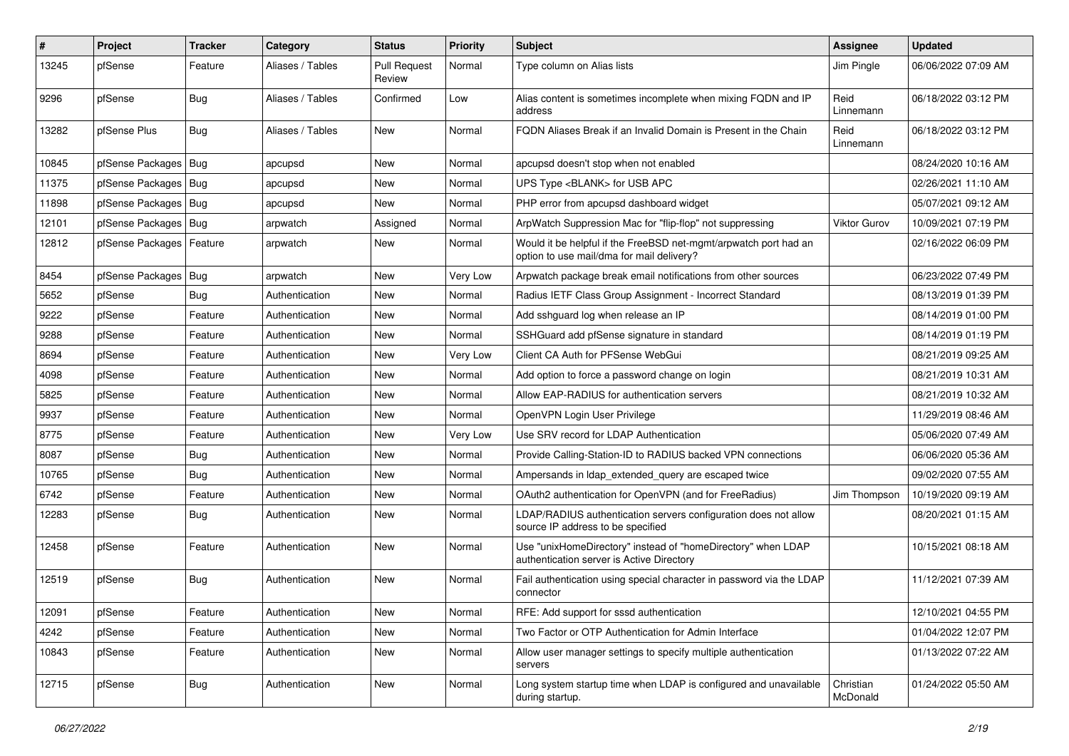| # | Project | Tracker | Category | Status | Priority | Subject | Assignee | Updated |
|---|---|---|---|---|---|---|---|---|
| 13245 | pfSense | Feature | Aliases / Tables | Pull Request Review | Normal | Type column on Alias lists | Jim Pingle | 06/06/2022 07:09 AM |
| 9296 | pfSense | Bug | Aliases / Tables | Confirmed | Low | Alias content is sometimes incomplete when mixing FQDN and IP address | Reid Linnemann | 06/18/2022 03:12 PM |
| 13282 | pfSense Plus | Bug | Aliases / Tables | New | Normal | FQDN Aliases Break if an Invalid Domain is Present in the Chain | Reid Linnemann | 06/18/2022 03:12 PM |
| 10845 | pfSense Packages | Bug | apcupsd | New | Normal | apcupsd doesn't stop when not enabled | | 08/24/2020 10:16 AM |
| 11375 | pfSense Packages | Bug | apcupsd | New | Normal | UPS Type <BLANK> for USB APC | | 02/26/2021 11:10 AM |
| 11898 | pfSense Packages | Bug | apcupsd | New | Normal | PHP error from apcupsd dashboard widget | | 05/07/2021 09:12 AM |
| 12101 | pfSense Packages | Bug | arpwatch | Assigned | Normal | ArpWatch Suppression Mac for "flip-flop" not suppressing | Viktor Gurov | 10/09/2021 07:19 PM |
| 12812 | pfSense Packages | Feature | arpwatch | New | Normal | Would it be helpful if the FreeBSD net-mgmt/arpwatch port had an option to use mail/dma for mail delivery? | | 02/16/2022 06:09 PM |
| 8454 | pfSense Packages | Bug | arpwatch | New | Very Low | Arpwatch package break email notifications from other sources | | 06/23/2022 07:49 PM |
| 5652 | pfSense | Bug | Authentication | New | Normal | Radius IETF Class Group Assignment - Incorrect Standard | | 08/13/2019 01:39 PM |
| 9222 | pfSense | Feature | Authentication | New | Normal | Add sshguard log when release an IP | | 08/14/2019 01:00 PM |
| 9288 | pfSense | Feature | Authentication | New | Normal | SSHGuard add pfSense signature in standard | | 08/14/2019 01:19 PM |
| 8694 | pfSense | Feature | Authentication | New | Very Low | Client CA Auth for PFSense WebGui | | 08/21/2019 09:25 AM |
| 4098 | pfSense | Feature | Authentication | New | Normal | Add option to force a password change on login | | 08/21/2019 10:31 AM |
| 5825 | pfSense | Feature | Authentication | New | Normal | Allow EAP-RADIUS for authentication servers | | 08/21/2019 10:32 AM |
| 9937 | pfSense | Feature | Authentication | New | Normal | OpenVPN Login User Privilege | | 11/29/2019 08:46 AM |
| 8775 | pfSense | Feature | Authentication | New | Very Low | Use SRV record for LDAP Authentication | | 05/06/2020 07:49 AM |
| 8087 | pfSense | Bug | Authentication | New | Normal | Provide Calling-Station-ID to RADIUS backed VPN connections | | 06/06/2020 05:36 AM |
| 10765 | pfSense | Bug | Authentication | New | Normal | Ampersands in ldap_extended_query are escaped twice | | 09/02/2020 07:55 AM |
| 6742 | pfSense | Feature | Authentication | New | Normal | OAuth2 authentication for OpenVPN (and for FreeRadius) | Jim Thompson | 10/19/2020 09:19 AM |
| 12283 | pfSense | Bug | Authentication | New | Normal | LDAP/RADIUS authentication servers configuration does not allow source IP address to be specified | | 08/20/2021 01:15 AM |
| 12458 | pfSense | Feature | Authentication | New | Normal | Use "unixHomeDirectory" instead of "homeDirectory" when LDAP authentication server is Active Directory | | 10/15/2021 08:18 AM |
| 12519 | pfSense | Bug | Authentication | New | Normal | Fail authentication using special character in password via the LDAP connector | | 11/12/2021 07:39 AM |
| 12091 | pfSense | Feature | Authentication | New | Normal | RFE: Add support for sssd authentication | | 12/10/2021 04:55 PM |
| 4242 | pfSense | Feature | Authentication | New | Normal | Two Factor or OTP Authentication for Admin Interface | | 01/04/2022 12:07 PM |
| 10843 | pfSense | Feature | Authentication | New | Normal | Allow user manager settings to specify multiple authentication servers | | 01/13/2022 07:22 AM |
| 12715 | pfSense | Bug | Authentication | New | Normal | Long system startup time when LDAP is configured and unavailable during startup. | Christian McDonald | 01/24/2022 05:50 AM |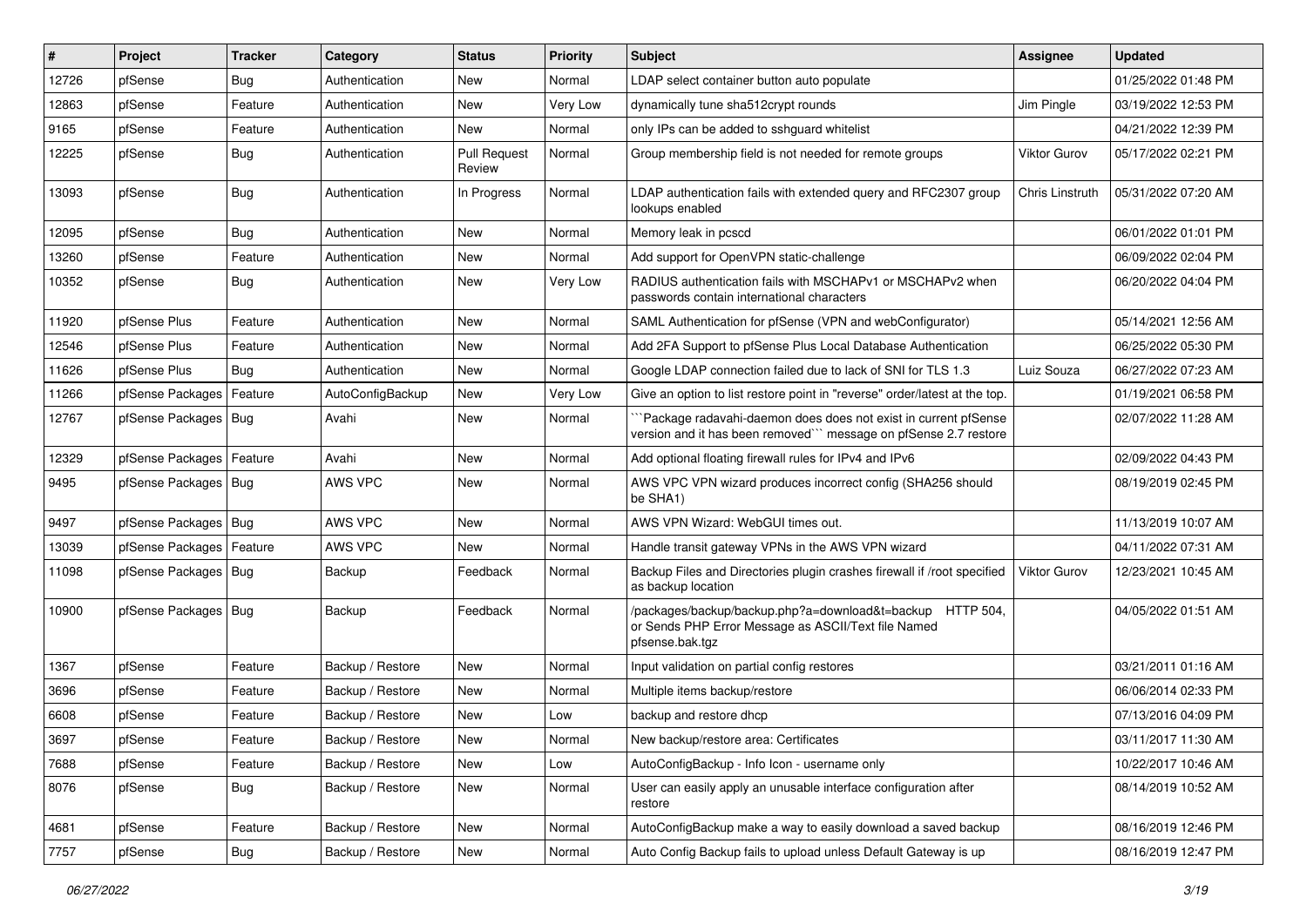| # | Project | Tracker | Category | Status | Priority | Subject | Assignee | Updated |
|---|---|---|---|---|---|---|---|---|
| 12726 | pfSense | Bug | Authentication | New | Normal | LDAP select container button auto populate | | 01/25/2022 01:48 PM |
| 12863 | pfSense | Feature | Authentication | New | Very Low | dynamically tune sha512crypt rounds | Jim Pingle | 03/19/2022 12:53 PM |
| 9165 | pfSense | Feature | Authentication | New | Normal | only IPs can be added to sshguard whitelist | | 04/21/2022 12:39 PM |
| 12225 | pfSense | Bug | Authentication | Pull Request Review | Normal | Group membership field is not needed for remote groups | Viktor Gurov | 05/17/2022 02:21 PM |
| 13093 | pfSense | Bug | Authentication | In Progress | Normal | LDAP authentication fails with extended query and RFC2307 group lookups enabled | Chris Linstruth | 05/31/2022 07:20 AM |
| 12095 | pfSense | Bug | Authentication | New | Normal | Memory leak in pcscd | | 06/01/2022 01:01 PM |
| 13260 | pfSense | Feature | Authentication | New | Normal | Add support for OpenVPN static-challenge | | 06/09/2022 02:04 PM |
| 10352 | pfSense | Bug | Authentication | New | Very Low | RADIUS authentication fails with MSCHAPv1 or MSCHAPv2 when passwords contain international characters | | 06/20/2022 04:04 PM |
| 11920 | pfSense Plus | Feature | Authentication | New | Normal | SAML Authentication for pfSense (VPN and webConfigurator) | | 05/14/2021 12:56 AM |
| 12546 | pfSense Plus | Feature | Authentication | New | Normal | Add 2FA Support to pfSense Plus Local Database Authentication | | 06/25/2022 05:30 PM |
| 11626 | pfSense Plus | Bug | Authentication | New | Normal | Google LDAP connection failed due to lack of SNI for TLS 1.3 | Luiz Souza | 06/27/2022 07:23 AM |
| 11266 | pfSense Packages | Feature | AutoConfigBackup | New | Very Low | Give an option to list restore point in "reverse" order/latest at the top. | | 01/19/2021 06:58 PM |
| 12767 | pfSense Packages | Bug | Avahi | New | Normal | ```Package radavahi-daemon does does not exist in current pfSense version and it has been removed``` message on pfSense 2.7 restore | | 02/07/2022 11:28 AM |
| 12329 | pfSense Packages | Feature | Avahi | New | Normal | Add optional floating firewall rules for IPv4 and IPv6 | | 02/09/2022 04:43 PM |
| 9495 | pfSense Packages | Bug | AWS VPC | New | Normal | AWS VPC VPN wizard produces incorrect config (SHA256 should be SHA1) | | 08/19/2019 02:45 PM |
| 9497 | pfSense Packages | Bug | AWS VPC | New | Normal | AWS VPN Wizard: WebGUI times out. | | 11/13/2019 10:07 AM |
| 13039 | pfSense Packages | Feature | AWS VPC | New | Normal | Handle transit gateway VPNs in the AWS VPN wizard | | 04/11/2022 07:31 AM |
| 11098 | pfSense Packages | Bug | Backup | Feedback | Normal | Backup Files and Directories plugin crashes firewall if /root specified as backup location | Viktor Gurov | 12/23/2021 10:45 AM |
| 10900 | pfSense Packages | Bug | Backup | Feedback | Normal | /packages/backup/backup.php?a=download&t=backup HTTP 504, or Sends PHP Error Message as ASCII/Text file Named pfsense.bak.tgz | | 04/05/2022 01:51 AM |
| 1367 | pfSense | Feature | Backup / Restore | New | Normal | Input validation on partial config restores | | 03/21/2011 01:16 AM |
| 3696 | pfSense | Feature | Backup / Restore | New | Normal | Multiple items backup/restore | | 06/06/2014 02:33 PM |
| 6608 | pfSense | Feature | Backup / Restore | New | Low | backup and restore dhcp | | 07/13/2016 04:09 PM |
| 3697 | pfSense | Feature | Backup / Restore | New | Normal | New backup/restore area: Certificates | | 03/11/2017 11:30 AM |
| 7688 | pfSense | Feature | Backup / Restore | New | Low | AutoConfigBackup - Info Icon - username only | | 10/22/2017 10:46 AM |
| 8076 | pfSense | Bug | Backup / Restore | New | Normal | User can easily apply an unusable interface configuration after restore | | 08/14/2019 10:52 AM |
| 4681 | pfSense | Feature | Backup / Restore | New | Normal | AutoConfigBackup make a way to easily download a saved backup | | 08/16/2019 12:46 PM |
| 7757 | pfSense | Bug | Backup / Restore | New | Normal | Auto Config Backup fails to upload unless Default Gateway is up | | 08/16/2019 12:47 PM |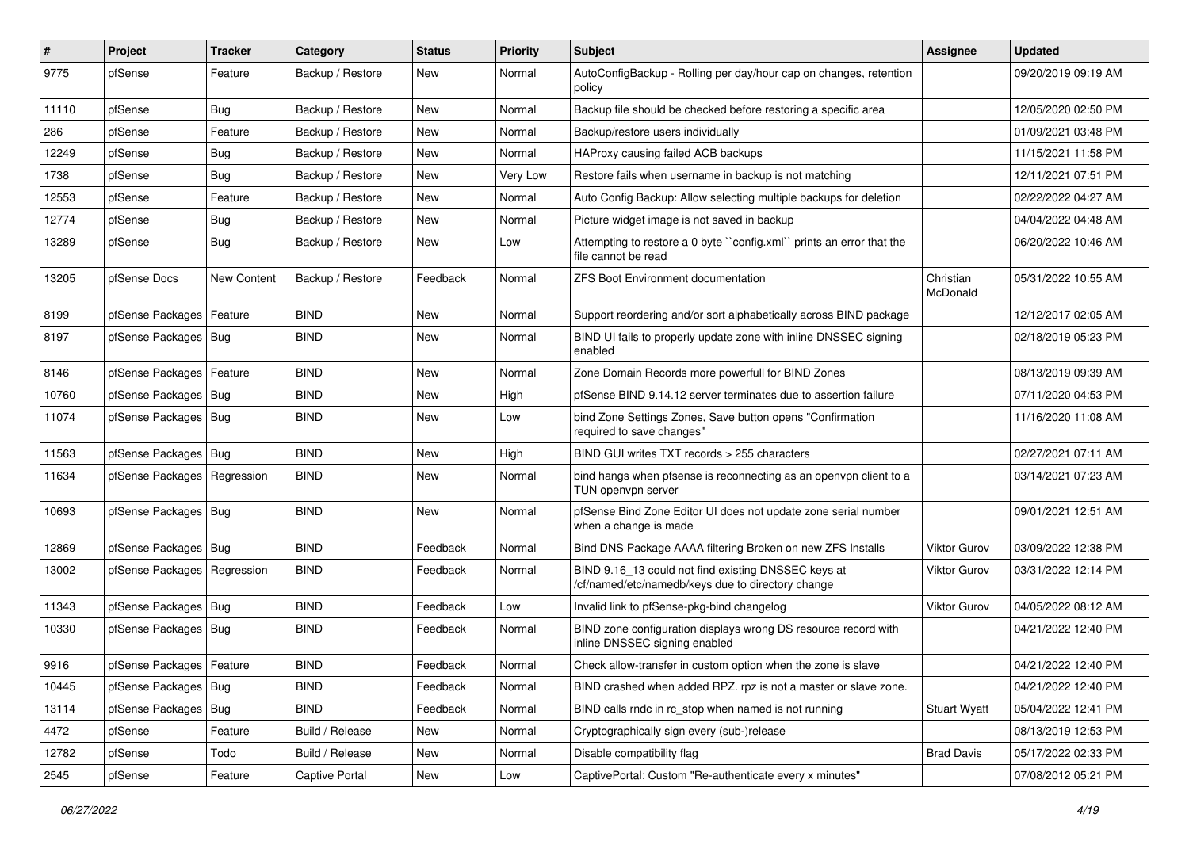| # | Project | Tracker | Category | Status | Priority | Subject | Assignee | Updated |
|---|---|---|---|---|---|---|---|---|
| 9775 | pfSense | Feature | Backup / Restore | New | Normal | AutoConfigBackup - Rolling per day/hour cap on changes, retention policy | | 09/20/2019 09:19 AM |
| 11110 | pfSense | Bug | Backup / Restore | New | Normal | Backup file should be checked before restoring a specific area | | 12/05/2020 02:50 PM |
| 286 | pfSense | Feature | Backup / Restore | New | Normal | Backup/restore users individually | | 01/09/2021 03:48 PM |
| 12249 | pfSense | Bug | Backup / Restore | New | Normal | HAProxy causing failed ACB backups | | 11/15/2021 11:58 PM |
| 1738 | pfSense | Bug | Backup / Restore | New | Very Low | Restore fails when username in backup is not matching | | 12/11/2021 07:51 PM |
| 12553 | pfSense | Feature | Backup / Restore | New | Normal | Auto Config Backup: Allow selecting multiple backups for deletion | | 02/22/2022 04:27 AM |
| 12774 | pfSense | Bug | Backup / Restore | New | Normal | Picture widget image is not saved in backup | | 04/04/2022 04:48 AM |
| 13289 | pfSense | Bug | Backup / Restore | New | Low | Attempting to restore a 0 byte ``config.xml`` prints an error that the file cannot be read | | 06/20/2022 10:46 AM |
| 13205 | pfSense Docs | New Content | Backup / Restore | Feedback | Normal | ZFS Boot Environment documentation | Christian McDonald | 05/31/2022 10:55 AM |
| 8199 | pfSense Packages | Feature | BIND | New | Normal | Support reordering and/or sort alphabetically across BIND package | | 12/12/2017 02:05 AM |
| 8197 | pfSense Packages | Bug | BIND | New | Normal | BIND UI fails to properly update zone with inline DNSSEC signing enabled | | 02/18/2019 05:23 PM |
| 8146 | pfSense Packages | Feature | BIND | New | Normal | Zone Domain Records more powerfull for BIND Zones | | 08/13/2019 09:39 AM |
| 10760 | pfSense Packages | Bug | BIND | New | High | pfSense BIND 9.14.12 server terminates due to assertion failure | | 07/11/2020 04:53 PM |
| 11074 | pfSense Packages | Bug | BIND | New | Low | bind Zone Settings Zones, Save button opens "Confirmation required to save changes" | | 11/16/2020 11:08 AM |
| 11563 | pfSense Packages | Bug | BIND | New | High | BIND GUI writes TXT records > 255 characters | | 02/27/2021 07:11 AM |
| 11634 | pfSense Packages | Regression | BIND | New | Normal | bind hangs when pfsense is reconnecting as an openvpn client to a TUN openvpn server | | 03/14/2021 07:23 AM |
| 10693 | pfSense Packages | Bug | BIND | New | Normal | pfSense Bind Zone Editor UI does not update zone serial number when a change is made | | 09/01/2021 12:51 AM |
| 12869 | pfSense Packages | Bug | BIND | Feedback | Normal | Bind DNS Package AAAA filtering Broken on new ZFS Installs | Viktor Gurov | 03/09/2022 12:38 PM |
| 13002 | pfSense Packages | Regression | BIND | Feedback | Normal | BIND 9.16_13 could not find existing DNSSEC keys at /cf/named/etc/namedb/keys due to directory change | Viktor Gurov | 03/31/2022 12:14 PM |
| 11343 | pfSense Packages | Bug | BIND | Feedback | Low | Invalid link to pfSense-pkg-bind changelog | Viktor Gurov | 04/05/2022 08:12 AM |
| 10330 | pfSense Packages | Bug | BIND | Feedback | Normal | BIND zone configuration displays wrong DS resource record with inline DNSSEC signing enabled | | 04/21/2022 12:40 PM |
| 9916 | pfSense Packages | Feature | BIND | Feedback | Normal | Check allow-transfer in custom option when the zone is slave | | 04/21/2022 12:40 PM |
| 10445 | pfSense Packages | Bug | BIND | Feedback | Normal | BIND crashed when added RPZ. rpz is not a master or slave zone. | | 04/21/2022 12:40 PM |
| 13114 | pfSense Packages | Bug | BIND | Feedback | Normal | BIND calls rndc in rc_stop when named is not running | Stuart Wyatt | 05/04/2022 12:41 PM |
| 4472 | pfSense | Feature | Build / Release | New | Normal | Cryptographically sign every (sub-)release | | 08/13/2019 12:53 PM |
| 12782 | pfSense | Todo | Build / Release | New | Normal | Disable compatibility flag | Brad Davis | 05/17/2022 02:33 PM |
| 2545 | pfSense | Feature | Captive Portal | New | Low | CaptivePortal: Custom "Re-authenticate every x minutes" | | 07/08/2012 05:21 PM |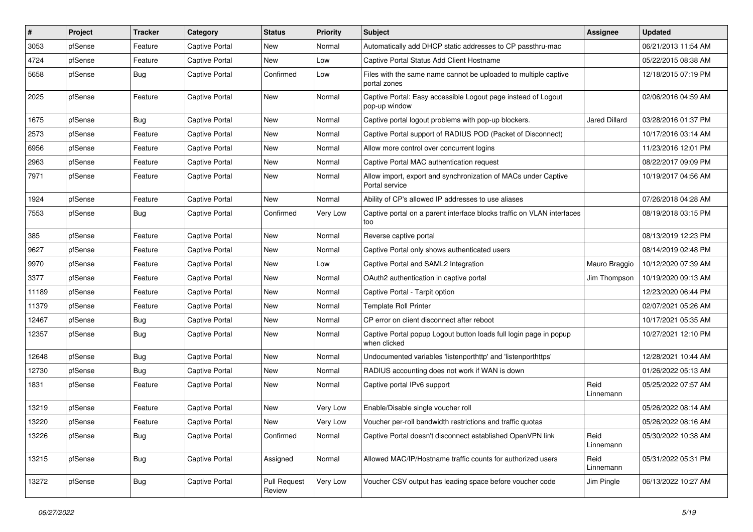| # | Project | Tracker | Category | Status | Priority | Subject | Assignee | Updated |
|---|---|---|---|---|---|---|---|---|
| 3053 | pfSense | Feature | Captive Portal | New | Normal | Automatically add DHCP static addresses to CP passthru-mac | | 06/21/2013 11:54 AM |
| 4724 | pfSense | Feature | Captive Portal | New | Low | Captive Portal Status Add Client Hostname | | 05/22/2015 08:38 AM |
| 5658 | pfSense | Bug | Captive Portal | Confirmed | Low | Files with the same name cannot be uploaded to multiple captive portal zones | | 12/18/2015 07:19 PM |
| 2025 | pfSense | Feature | Captive Portal | New | Normal | Captive Portal: Easy accessible Logout page instead of Logout pop-up window | | 02/06/2016 04:59 AM |
| 1675 | pfSense | Bug | Captive Portal | New | Normal | Captive portal logout problems with pop-up blockers. | Jared Dillard | 03/28/2016 01:37 PM |
| 2573 | pfSense | Feature | Captive Portal | New | Normal | Captive Portal support of RADIUS POD (Packet of Disconnect) | | 10/17/2016 03:14 AM |
| 6956 | pfSense | Feature | Captive Portal | New | Normal | Allow more control over concurrent logins | | 11/23/2016 12:01 PM |
| 2963 | pfSense | Feature | Captive Portal | New | Normal | Captive Portal MAC authentication request | | 08/22/2017 09:09 PM |
| 7971 | pfSense | Feature | Captive Portal | New | Normal | Allow import, export and synchronization of MACs under Captive Portal service | | 10/19/2017 04:56 AM |
| 1924 | pfSense | Feature | Captive Portal | New | Normal | Ability of CP's allowed IP addresses to use aliases | | 07/26/2018 04:28 AM |
| 7553 | pfSense | Bug | Captive Portal | Confirmed | Very Low | Captive portal on a parent interface blocks traffic on VLAN interfaces too | | 08/19/2018 03:15 PM |
| 385 | pfSense | Feature | Captive Portal | New | Normal | Reverse captive portal | | 08/13/2019 12:23 PM |
| 9627 | pfSense | Feature | Captive Portal | New | Normal | Captive Portal only shows authenticated users | | 08/14/2019 02:48 PM |
| 9970 | pfSense | Feature | Captive Portal | New | Low | Captive Portal and SAML2 Integration | Mauro Braggio | 10/12/2020 07:39 AM |
| 3377 | pfSense | Feature | Captive Portal | New | Normal | OAuth2 authentication in captive portal | Jim Thompson | 10/19/2020 09:13 AM |
| 11189 | pfSense | Feature | Captive Portal | New | Normal | Captive Portal - Tarpit option | | 12/23/2020 06:44 PM |
| 11379 | pfSense | Feature | Captive Portal | New | Normal | Template Roll Printer | | 02/07/2021 05:26 AM |
| 12467 | pfSense | Bug | Captive Portal | New | Normal | CP error on client disconnect after reboot | | 10/17/2021 05:35 AM |
| 12357 | pfSense | Bug | Captive Portal | New | Normal | Captive Portal popup Logout button loads full login page in popup when clicked | | 10/27/2021 12:10 PM |
| 12648 | pfSense | Bug | Captive Portal | New | Normal | Undocumented variables 'listenporthttp' and 'listenporthttps' | | 12/28/2021 10:44 AM |
| 12730 | pfSense | Bug | Captive Portal | New | Normal | RADIUS accounting does not work if WAN is down | | 01/26/2022 05:13 AM |
| 1831 | pfSense | Feature | Captive Portal | New | Normal | Captive portal IPv6 support | Reid Linnemann | 05/25/2022 07:57 AM |
| 13219 | pfSense | Feature | Captive Portal | New | Very Low | Enable/Disable single voucher roll | | 05/26/2022 08:14 AM |
| 13220 | pfSense | Feature | Captive Portal | New | Very Low | Voucher per-roll bandwidth restrictions and traffic quotas | | 05/26/2022 08:16 AM |
| 13226 | pfSense | Bug | Captive Portal | Confirmed | Normal | Captive Portal doesn't disconnect established OpenVPN link | Reid Linnemann | 05/30/2022 10:38 AM |
| 13215 | pfSense | Bug | Captive Portal | Assigned | Normal | Allowed MAC/IP/Hostname traffic counts for authorized users | Reid Linnemann | 05/31/2022 05:31 PM |
| 13272 | pfSense | Bug | Captive Portal | Pull Request Review | Very Low | Voucher CSV output has leading space before voucher code | Jim Pingle | 06/13/2022 10:27 AM |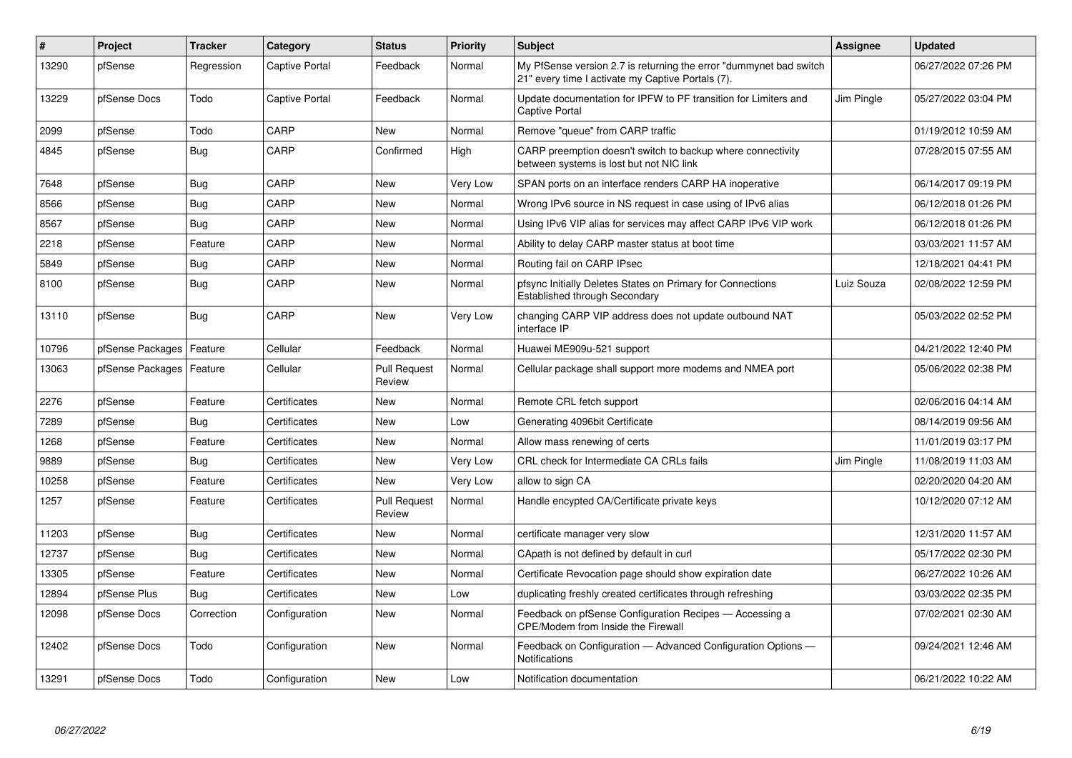| # | Project | Tracker | Category | Status | Priority | Subject | Assignee | Updated |
|---|---|---|---|---|---|---|---|---|
| 13290 | pfSense | Regression | Captive Portal | Feedback | Normal | My PfSense version 2.7 is returning the error "dummynet bad switch 21" every time I activate my Captive Portals (7). | | 06/27/2022 07:26 PM |
| 13229 | pfSense Docs | Todo | Captive Portal | Feedback | Normal | Update documentation for IPFW to PF transition for Limiters and Captive Portal | Jim Pingle | 05/27/2022 03:04 PM |
| 2099 | pfSense | Todo | CARP | New | Normal | Remove "queue" from CARP traffic | | 01/19/2012 10:59 AM |
| 4845 | pfSense | Bug | CARP | Confirmed | High | CARP preemption doesn't switch to backup where connectivity between systems is lost but not NIC link | | 07/28/2015 07:55 AM |
| 7648 | pfSense | Bug | CARP | New | Very Low | SPAN ports on an interface renders CARP HA inoperative | | 06/14/2017 09:19 PM |
| 8566 | pfSense | Bug | CARP | New | Normal | Wrong IPv6 source in NS request in case using of IPv6 alias | | 06/12/2018 01:26 PM |
| 8567 | pfSense | Bug | CARP | New | Normal | Using IPv6 VIP alias for services may affect CARP IPv6 VIP work | | 06/12/2018 01:26 PM |
| 2218 | pfSense | Feature | CARP | New | Normal | Ability to delay CARP master status at boot time | | 03/03/2021 11:57 AM |
| 5849 | pfSense | Bug | CARP | New | Normal | Routing fail on CARP IPsec | | 12/18/2021 04:41 PM |
| 8100 | pfSense | Bug | CARP | New | Normal | pfsync Initially Deletes States on Primary for Connections Established through Secondary | Luiz Souza | 02/08/2022 12:59 PM |
| 13110 | pfSense | Bug | CARP | New | Very Low | changing CARP VIP address does not update outbound NAT interface IP | | 05/03/2022 02:52 PM |
| 10796 | pfSense Packages | Feature | Cellular | Feedback | Normal | Huawei ME909u-521 support | | 04/21/2022 12:40 PM |
| 13063 | pfSense Packages | Feature | Cellular | Pull Request Review | Normal | Cellular package shall support more modems and NMEA port | | 05/06/2022 02:38 PM |
| 2276 | pfSense | Feature | Certificates | New | Normal | Remote CRL fetch support | | 02/06/2016 04:14 AM |
| 7289 | pfSense | Bug | Certificates | New | Low | Generating 4096bit Certificate | | 08/14/2019 09:56 AM |
| 1268 | pfSense | Feature | Certificates | New | Normal | Allow mass renewing of certs | | 11/01/2019 03:17 PM |
| 9889 | pfSense | Bug | Certificates | New | Very Low | CRL check for Intermediate CA CRLs fails | Jim Pingle | 11/08/2019 11:03 AM |
| 10258 | pfSense | Feature | Certificates | New | Very Low | allow to sign CA | | 02/20/2020 04:20 AM |
| 1257 | pfSense | Feature | Certificates | Pull Request Review | Normal | Handle encypted CA/Certificate private keys | | 10/12/2020 07:12 AM |
| 11203 | pfSense | Bug | Certificates | New | Normal | certificate manager very slow | | 12/31/2020 11:57 AM |
| 12737 | pfSense | Bug | Certificates | New | Normal | CApath is not defined by default in curl | | 05/17/2022 02:30 PM |
| 13305 | pfSense | Feature | Certificates | New | Normal | Certificate Revocation page should show expiration date | | 06/27/2022 10:26 AM |
| 12894 | pfSense Plus | Bug | Certificates | New | Low | duplicating freshly created certificates through refreshing | | 03/03/2022 02:35 PM |
| 12098 | pfSense Docs | Correction | Configuration | New | Normal | Feedback on pfSense Configuration Recipes — Accessing a CPE/Modem from Inside the Firewall | | 07/02/2021 02:30 AM |
| 12402 | pfSense Docs | Todo | Configuration | New | Normal | Feedback on Configuration — Advanced Configuration Options — Notifications | | 09/24/2021 12:46 AM |
| 13291 | pfSense Docs | Todo | Configuration | New | Low | Notification documentation | | 06/21/2022 10:22 AM |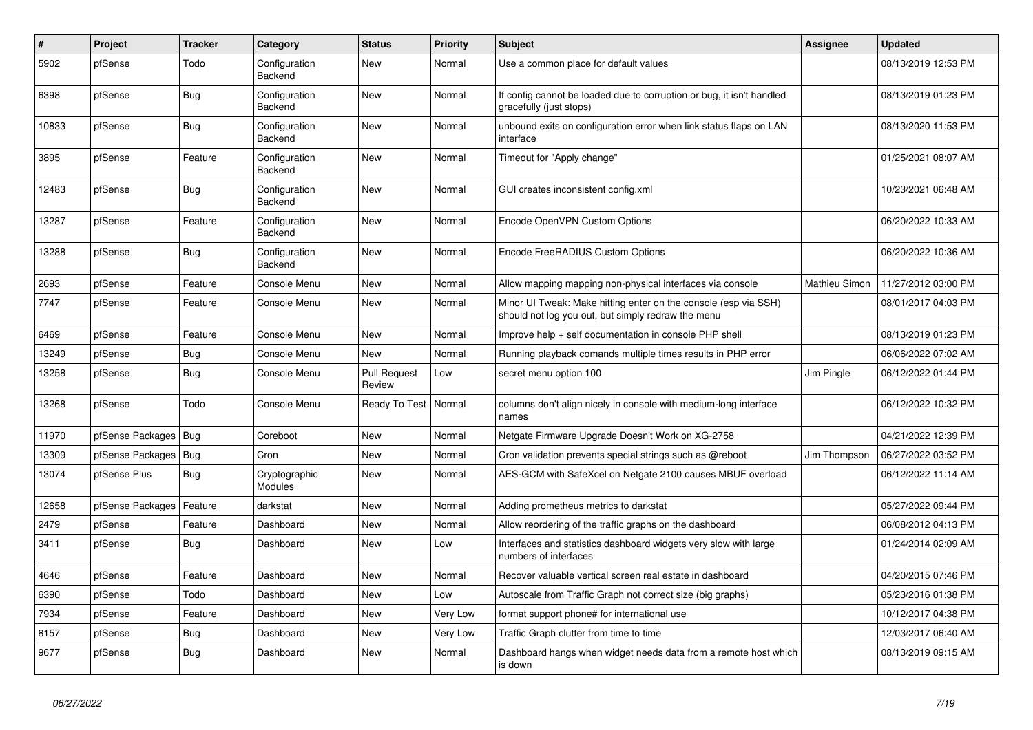| # | Project | Tracker | Category | Status | Priority | Subject | Assignee | Updated |
|---|---|---|---|---|---|---|---|---|
| 5902 | pfSense | Todo | Configuration Backend | New | Normal | Use a common place for default values | | 08/13/2019 12:53 PM |
| 6398 | pfSense | Bug | Configuration Backend | New | Normal | If config cannot be loaded due to corruption or bug, it isn't handled gracefully (just stops) | | 08/13/2019 01:23 PM |
| 10833 | pfSense | Bug | Configuration Backend | New | Normal | unbound exits on configuration error when link status flaps on LAN interface | | 08/13/2020 11:53 PM |
| 3895 | pfSense | Feature | Configuration Backend | New | Normal | Timeout for "Apply change" | | 01/25/2021 08:07 AM |
| 12483 | pfSense | Bug | Configuration Backend | New | Normal | GUI creates inconsistent config.xml | | 10/23/2021 06:48 AM |
| 13287 | pfSense | Feature | Configuration Backend | New | Normal | Encode OpenVPN Custom Options | | 06/20/2022 10:33 AM |
| 13288 | pfSense | Bug | Configuration Backend | New | Normal | Encode FreeRADIUS Custom Options | | 06/20/2022 10:36 AM |
| 2693 | pfSense | Feature | Console Menu | New | Normal | Allow mapping mapping non-physical interfaces via console | Mathieu Simon | 11/27/2012 03:00 PM |
| 7747 | pfSense | Feature | Console Menu | New | Normal | Minor UI Tweak: Make hitting enter on the console (esp via SSH) should not log you out, but simply redraw the menu | | 08/01/2017 04:03 PM |
| 6469 | pfSense | Feature | Console Menu | New | Normal | Improve help + self documentation in console PHP shell | | 08/13/2019 01:23 PM |
| 13249 | pfSense | Bug | Console Menu | New | Normal | Running playback comands multiple times results in PHP error | | 06/06/2022 07:02 AM |
| 13258 | pfSense | Bug | Console Menu | Pull Request Review | Low | secret menu option 100 | Jim Pingle | 06/12/2022 01:44 PM |
| 13268 | pfSense | Todo | Console Menu | Ready To Test | Normal | columns don't align nicely in console with medium-long interface names | | 06/12/2022 10:32 PM |
| 11970 | pfSense Packages | Bug | Coreboot | New | Normal | Netgate Firmware Upgrade Doesn't Work on XG-2758 | | 04/21/2022 12:39 PM |
| 13309 | pfSense Packages | Bug | Cron | New | Normal | Cron validation prevents special strings such as @reboot | Jim Thompson | 06/27/2022 03:52 PM |
| 13074 | pfSense Plus | Bug | Cryptographic Modules | New | Normal | AES-GCM with SafeXcel on Netgate 2100 causes MBUF overload | | 06/12/2022 11:14 AM |
| 12658 | pfSense Packages | Feature | darkstat | New | Normal | Adding prometheus metrics to darkstat | | 05/27/2022 09:44 PM |
| 2479 | pfSense | Feature | Dashboard | New | Normal | Allow reordering of the traffic graphs on the dashboard | | 06/08/2012 04:13 PM |
| 3411 | pfSense | Bug | Dashboard | New | Low | Interfaces and statistics dashboard widgets very slow with large numbers of interfaces | | 01/24/2014 02:09 AM |
| 4646 | pfSense | Feature | Dashboard | New | Normal | Recover valuable vertical screen real estate in dashboard | | 04/20/2015 07:46 PM |
| 6390 | pfSense | Todo | Dashboard | New | Low | Autoscale from Traffic Graph not correct size (big graphs) | | 05/23/2016 01:38 PM |
| 7934 | pfSense | Feature | Dashboard | New | Very Low | format support phone# for international use | | 10/12/2017 04:38 PM |
| 8157 | pfSense | Bug | Dashboard | New | Very Low | Traffic Graph clutter from time to time | | 12/03/2017 06:40 AM |
| 9677 | pfSense | Bug | Dashboard | New | Normal | Dashboard hangs when widget needs data from a remote host which is down | | 08/13/2019 09:15 AM |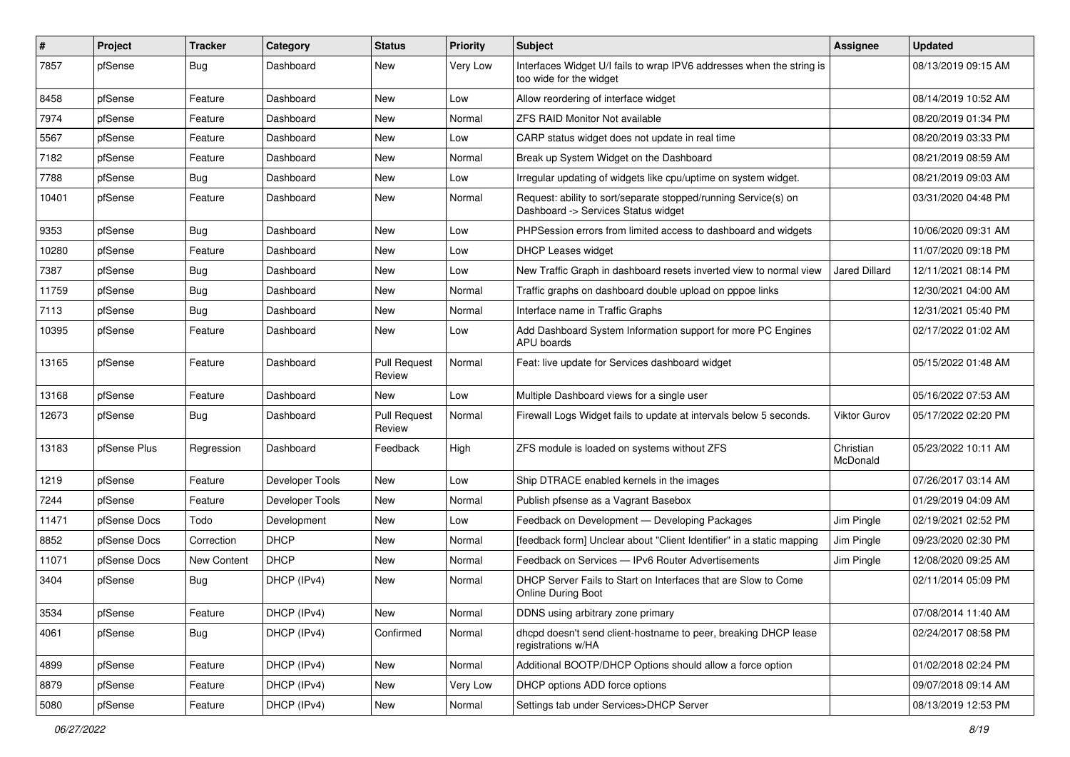| # | Project | Tracker | Category | Status | Priority | Subject | Assignee | Updated |
|---|---|---|---|---|---|---|---|---|
| 7857 | pfSense | Bug | Dashboard | New | Very Low | Interfaces Widget U/I fails to wrap IPV6 addresses when the string is too wide for the widget | | 08/13/2019 09:15 AM |
| 8458 | pfSense | Feature | Dashboard | New | Low | Allow reordering of interface widget | | 08/14/2019 10:52 AM |
| 7974 | pfSense | Feature | Dashboard | New | Normal | ZFS RAID Monitor Not available | | 08/20/2019 01:34 PM |
| 5567 | pfSense | Feature | Dashboard | New | Low | CARP status widget does not update in real time | | 08/20/2019 03:33 PM |
| 7182 | pfSense | Feature | Dashboard | New | Normal | Break up System Widget on the Dashboard | | 08/21/2019 08:59 AM |
| 7788 | pfSense | Bug | Dashboard | New | Low | Irregular updating of widgets like cpu/uptime on system widget. | | 08/21/2019 09:03 AM |
| 10401 | pfSense | Feature | Dashboard | New | Normal | Request: ability to sort/separate stopped/running Service(s) on Dashboard -> Services Status widget | | 03/31/2020 04:48 PM |
| 9353 | pfSense | Bug | Dashboard | New | Low | PHPSession errors from limited access to dashboard and widgets | | 10/06/2020 09:31 AM |
| 10280 | pfSense | Feature | Dashboard | New | Low | DHCP Leases widget | | 11/07/2020 09:18 PM |
| 7387 | pfSense | Bug | Dashboard | New | Low | New Traffic Graph in dashboard resets inverted view to normal view | Jared Dillard | 12/11/2021 08:14 PM |
| 11759 | pfSense | Bug | Dashboard | New | Normal | Traffic graphs on dashboard double upload on pppoe links | | 12/30/2021 04:00 AM |
| 7113 | pfSense | Bug | Dashboard | New | Normal | Interface name in Traffic Graphs | | 12/31/2021 05:40 PM |
| 10395 | pfSense | Feature | Dashboard | New | Low | Add Dashboard System Information support for more PC Engines APU boards | | 02/17/2022 01:02 AM |
| 13165 | pfSense | Feature | Dashboard | Pull Request Review | Normal | Feat: live update for Services dashboard widget | | 05/15/2022 01:48 AM |
| 13168 | pfSense | Feature | Dashboard | New | Low | Multiple Dashboard views for a single user | | 05/16/2022 07:53 AM |
| 12673 | pfSense | Bug | Dashboard | Pull Request Review | Normal | Firewall Logs Widget fails to update at intervals below 5 seconds. | Viktor Gurov | 05/17/2022 02:20 PM |
| 13183 | pfSense Plus | Regression | Dashboard | Feedback | High | ZFS module is loaded on systems without ZFS | Christian McDonald | 05/23/2022 10:11 AM |
| 1219 | pfSense | Feature | Developer Tools | New | Low | Ship DTRACE enabled kernels in the images | | 07/26/2017 03:14 AM |
| 7244 | pfSense | Feature | Developer Tools | New | Normal | Publish pfsense as a Vagrant Basebox | | 01/29/2019 04:09 AM |
| 11471 | pfSense Docs | Todo | Development | New | Low | Feedback on Development — Developing Packages | Jim Pingle | 02/19/2021 02:52 PM |
| 8852 | pfSense Docs | Correction | DHCP | New | Normal | [feedback form] Unclear about "Client Identifier" in a static mapping | Jim Pingle | 09/23/2020 02:30 PM |
| 11071 | pfSense Docs | New Content | DHCP | New | Normal | Feedback on Services — IPv6 Router Advertisements | Jim Pingle | 12/08/2020 09:25 AM |
| 3404 | pfSense | Bug | DHCP (IPv4) | New | Normal | DHCP Server Fails to Start on Interfaces that are Slow to Come Online During Boot | | 02/11/2014 05:09 PM |
| 3534 | pfSense | Feature | DHCP (IPv4) | New | Normal | DDNS using arbitrary zone primary | | 07/08/2014 11:40 AM |
| 4061 | pfSense | Bug | DHCP (IPv4) | Confirmed | Normal | dhcpd doesn't send client-hostname to peer, breaking DHCP lease registrations w/HA | | 02/24/2017 08:58 PM |
| 4899 | pfSense | Feature | DHCP (IPv4) | New | Normal | Additional BOOTP/DHCP Options should allow a force option | | 01/02/2018 02:24 PM |
| 8879 | pfSense | Feature | DHCP (IPv4) | New | Very Low | DHCP options ADD force options | | 09/07/2018 09:14 AM |
| 5080 | pfSense | Feature | DHCP (IPv4) | New | Normal | Settings tab under Services>DHCP Server | | 08/13/2019 12:53 PM |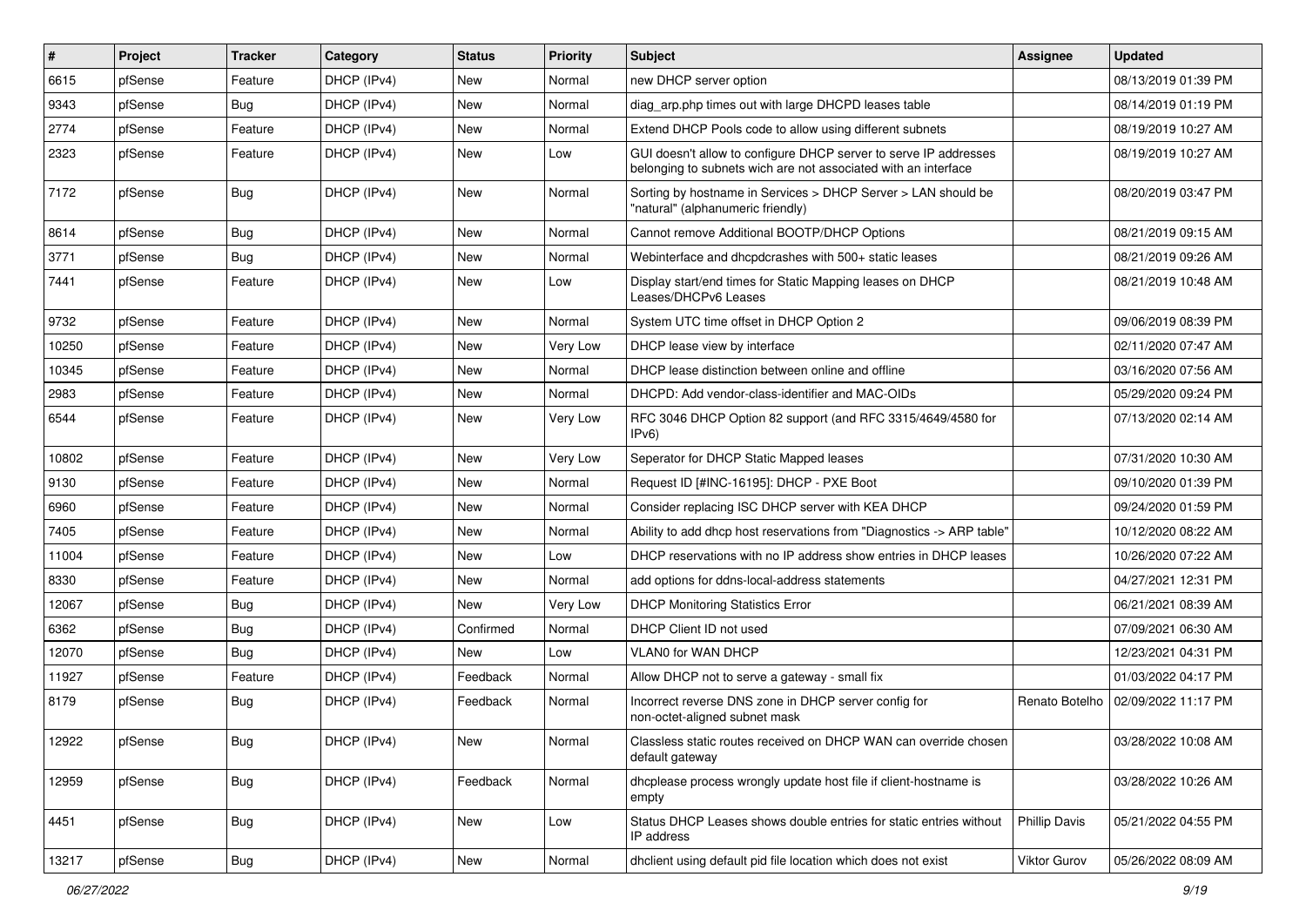| # | Project | Tracker | Category | Status | Priority | Subject | Assignee | Updated |
|---|---|---|---|---|---|---|---|---|
| 6615 | pfSense | Feature | DHCP (IPv4) | New | Normal | new DHCP server option | | 08/13/2019 01:39 PM |
| 9343 | pfSense | Bug | DHCP (IPv4) | New | Normal | diag_arp.php times out with large DHCPD leases table | | 08/14/2019 01:19 PM |
| 2774 | pfSense | Feature | DHCP (IPv4) | New | Normal | Extend DHCP Pools code to allow using different subnets | | 08/19/2019 10:27 AM |
| 2323 | pfSense | Feature | DHCP (IPv4) | New | Low | GUI doesn't allow to configure DHCP server to serve IP addresses belonging to subnets wich are not associated with an interface | | 08/19/2019 10:27 AM |
| 7172 | pfSense | Bug | DHCP (IPv4) | New | Normal | Sorting by hostname in Services > DHCP Server > LAN should be "natural" (alphanumeric friendly) | | 08/20/2019 03:47 PM |
| 8614 | pfSense | Bug | DHCP (IPv4) | New | Normal | Cannot remove Additional BOOTP/DHCP Options | | 08/21/2019 09:15 AM |
| 3771 | pfSense | Bug | DHCP (IPv4) | New | Normal | Webinterface and dhcpdcrashes with 500+ static leases | | 08/21/2019 09:26 AM |
| 7441 | pfSense | Feature | DHCP (IPv4) | New | Low | Display start/end times for Static Mapping leases on DHCP Leases/DHCPv6 Leases | | 08/21/2019 10:48 AM |
| 9732 | pfSense | Feature | DHCP (IPv4) | New | Normal | System UTC time offset in DHCP Option 2 | | 09/06/2019 08:39 PM |
| 10250 | pfSense | Feature | DHCP (IPv4) | New | Very Low | DHCP lease view by interface | | 02/11/2020 07:47 AM |
| 10345 | pfSense | Feature | DHCP (IPv4) | New | Normal | DHCP lease distinction between online and offline | | 03/16/2020 07:56 AM |
| 2983 | pfSense | Feature | DHCP (IPv4) | New | Normal | DHCPD: Add vendor-class-identifier and MAC-OIDs | | 05/29/2020 09:24 PM |
| 6544 | pfSense | Feature | DHCP (IPv4) | New | Very Low | RFC 3046 DHCP Option 82 support (and RFC 3315/4649/4580 for IPv6) | | 07/13/2020 02:14 AM |
| 10802 | pfSense | Feature | DHCP (IPv4) | New | Very Low | Seperator for DHCP Static Mapped leases | | 07/31/2020 10:30 AM |
| 9130 | pfSense | Feature | DHCP (IPv4) | New | Normal | Request ID [#INC-16195]: DHCP - PXE Boot | | 09/10/2020 01:39 PM |
| 6960 | pfSense | Feature | DHCP (IPv4) | New | Normal | Consider replacing ISC DHCP server with KEA DHCP | | 09/24/2020 01:59 PM |
| 7405 | pfSense | Feature | DHCP (IPv4) | New | Normal | Ability to add dhcp host reservations from "Diagnostics -> ARP table" | | 10/12/2020 08:22 AM |
| 11004 | pfSense | Feature | DHCP (IPv4) | New | Low | DHCP reservations with no IP address show entries in DHCP leases | | 10/26/2020 07:22 AM |
| 8330 | pfSense | Feature | DHCP (IPv4) | New | Normal | add options for ddns-local-address statements | | 04/27/2021 12:31 PM |
| 12067 | pfSense | Bug | DHCP (IPv4) | New | Very Low | DHCP Monitoring Statistics Error | | 06/21/2021 08:39 AM |
| 6362 | pfSense | Bug | DHCP (IPv4) | Confirmed | Normal | DHCP Client ID not used | | 07/09/2021 06:30 AM |
| 12070 | pfSense | Bug | DHCP (IPv4) | New | Low | VLAN0 for WAN DHCP | | 12/23/2021 04:31 PM |
| 11927 | pfSense | Feature | DHCP (IPv4) | Feedback | Normal | Allow DHCP not to serve a gateway - small fix | | 01/03/2022 04:17 PM |
| 8179 | pfSense | Bug | DHCP (IPv4) | Feedback | Normal | Incorrect reverse DNS zone in DHCP server config for non-octet-aligned subnet mask | Renato Botelho | 02/09/2022 11:17 PM |
| 12922 | pfSense | Bug | DHCP (IPv4) | New | Normal | Classless static routes received on DHCP WAN can override chosen default gateway | | 03/28/2022 10:08 AM |
| 12959 | pfSense | Bug | DHCP (IPv4) | Feedback | Normal | dhcplease process wrongly update host file if client-hostname is empty | | 03/28/2022 10:26 AM |
| 4451 | pfSense | Bug | DHCP (IPv4) | New | Low | Status DHCP Leases shows double entries for static entries without IP address | Phillip Davis | 05/21/2022 04:55 PM |
| 13217 | pfSense | Bug | DHCP (IPv4) | New | Normal | dhclient using default pid file location which does not exist | Viktor Gurov | 05/26/2022 08:09 AM |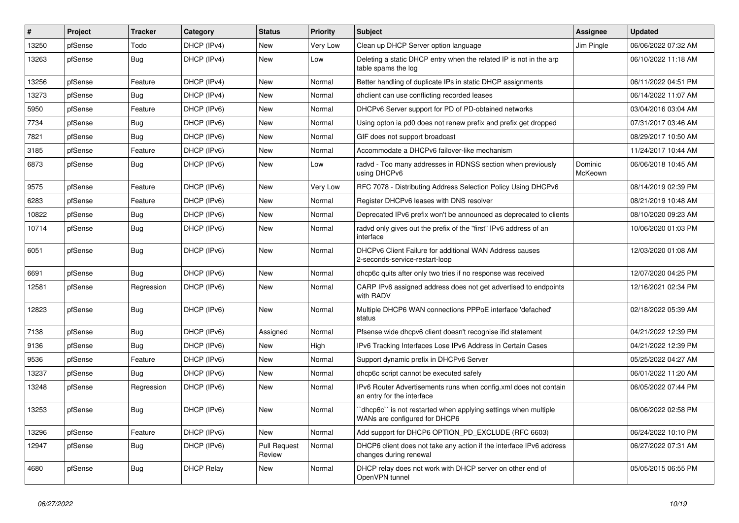| # | Project | Tracker | Category | Status | Priority | Subject | Assignee | Updated |
|---|---|---|---|---|---|---|---|---|
| 13250 | pfSense | Todo | DHCP (IPv4) | New | Very Low | Clean up DHCP Server option language | Jim Pingle | 06/06/2022 07:32 AM |
| 13263 | pfSense | Bug | DHCP (IPv4) | New | Low | Deleting a static DHCP entry when the related IP is not in the arp table spams the log | | 06/10/2022 11:18 AM |
| 13256 | pfSense | Feature | DHCP (IPv4) | New | Normal | Better handling of duplicate IPs in static DHCP assignments | | 06/11/2022 04:51 PM |
| 13273 | pfSense | Bug | DHCP (IPv4) | New | Normal | dhclient can use conflicting recorded leases | | 06/14/2022 11:07 AM |
| 5950 | pfSense | Feature | DHCP (IPv6) | New | Normal | DHCPv6 Server support for PD of PD-obtained networks | | 03/04/2016 03:04 AM |
| 7734 | pfSense | Bug | DHCP (IPv6) | New | Normal | Using opton ia pd0 does not renew prefix and prefix get dropped | | 07/31/2017 03:46 AM |
| 7821 | pfSense | Bug | DHCP (IPv6) | New | Normal | GIF does not support broadcast | | 08/29/2017 10:50 AM |
| 3185 | pfSense | Feature | DHCP (IPv6) | New | Normal | Accommodate a DHCPv6 failover-like mechanism | | 11/24/2017 10:44 AM |
| 6873 | pfSense | Bug | DHCP (IPv6) | New | Low | radvd - Too many addresses in RDNSS section when previously using DHCPv6 | Dominic McKeown | 06/06/2018 10:45 AM |
| 9575 | pfSense | Feature | DHCP (IPv6) | New | Very Low | RFC 7078 - Distributing Address Selection Policy Using DHCPv6 | | 08/14/2019 02:39 PM |
| 6283 | pfSense | Feature | DHCP (IPv6) | New | Normal | Register DHCPv6 leases with DNS resolver | | 08/21/2019 10:48 AM |
| 10822 | pfSense | Bug | DHCP (IPv6) | New | Normal | Deprecated IPv6 prefix won't be announced as deprecated to clients | | 08/10/2020 09:23 AM |
| 10714 | pfSense | Bug | DHCP (IPv6) | New | Normal | radvd only gives out the prefix of the "first" IPv6 address of an interface | | 10/06/2020 01:03 PM |
| 6051 | pfSense | Bug | DHCP (IPv6) | New | Normal | DHCPv6 Client Failure for additional WAN Address causes 2-seconds-service-restart-loop | | 12/03/2020 01:08 AM |
| 6691 | pfSense | Bug | DHCP (IPv6) | New | Normal | dhcp6c quits after only two tries if no response was received | | 12/07/2020 04:25 PM |
| 12581 | pfSense | Regression | DHCP (IPv6) | New | Normal | CARP IPv6 assigned address does not get advertised to endpoints with RADV | | 12/16/2021 02:34 PM |
| 12823 | pfSense | Bug | DHCP (IPv6) | New | Normal | Multiple DHCP6 WAN connections PPPoE interface 'defached' status | | 02/18/2022 05:39 AM |
| 7138 | pfSense | Bug | DHCP (IPv6) | Assigned | Normal | Pfsense wide dhcpv6 client doesn't recognise ifid statement | | 04/21/2022 12:39 PM |
| 9136 | pfSense | Bug | DHCP (IPv6) | New | High | IPv6 Tracking Interfaces Lose IPv6 Address in Certain Cases | | 04/21/2022 12:39 PM |
| 9536 | pfSense | Feature | DHCP (IPv6) | New | Normal | Support dynamic prefix in DHCPv6 Server | | 05/25/2022 04:27 AM |
| 13237 | pfSense | Bug | DHCP (IPv6) | New | Normal | dhcp6c script cannot be executed safely | | 06/01/2022 11:20 AM |
| 13248 | pfSense | Regression | DHCP (IPv6) | New | Normal | IPv6 Router Advertisements runs when config.xml does not contain an entry for the interface | | 06/05/2022 07:44 PM |
| 13253 | pfSense | Bug | DHCP (IPv6) | New | Normal | ``dhcp6c`` is not restarted when applying settings when multiple WANs are configured for DHCP6 | | 06/06/2022 02:58 PM |
| 13296 | pfSense | Feature | DHCP (IPv6) | New | Normal | Add support for DHCP6 OPTION_PD_EXCLUDE (RFC 6603) | | 06/24/2022 10:10 PM |
| 12947 | pfSense | Bug | DHCP (IPv6) | Pull Request Review | Normal | DHCP6 client does not take any action if the interface IPv6 address changes during renewal | | 06/27/2022 07:31 AM |
| 4680 | pfSense | Bug | DHCP Relay | New | Normal | DHCP relay does not work with DHCP server on other end of OpenVPN tunnel | | 05/05/2015 06:55 PM |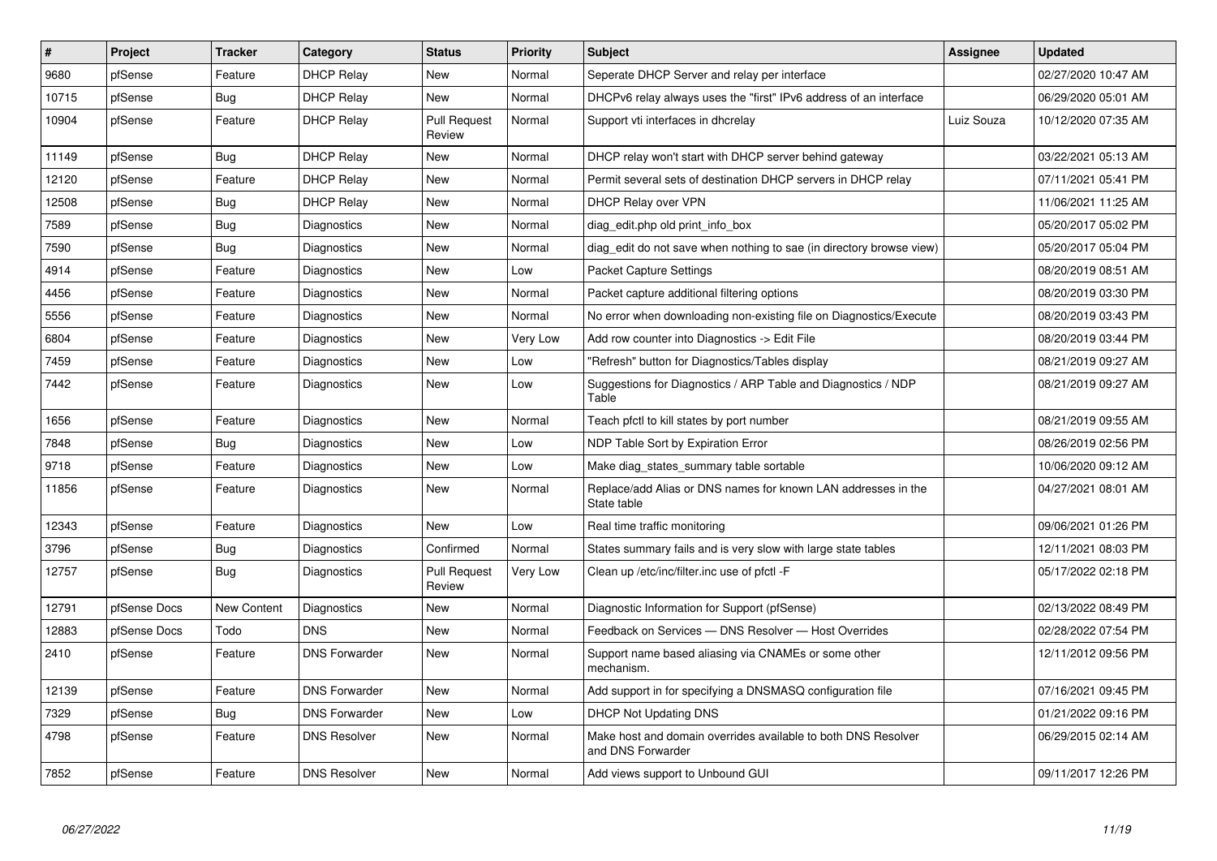| # | Project | Tracker | Category | Status | Priority | Subject | Assignee | Updated |
|---|---|---|---|---|---|---|---|---|
| 9680 | pfSense | Feature | DHCP Relay | New | Normal | Seperate DHCP Server and relay per interface | | 02/27/2020 10:47 AM |
| 10715 | pfSense | Bug | DHCP Relay | New | Normal | DHCPv6 relay always uses the "first" IPv6 address of an interface | | 06/29/2020 05:01 AM |
| 10904 | pfSense | Feature | DHCP Relay | Pull Request Review | Normal | Support vti interfaces in dhcrelay | Luiz Souza | 10/12/2020 07:35 AM |
| 11149 | pfSense | Bug | DHCP Relay | New | Normal | DHCP relay won't start with DHCP server behind gateway | | 03/22/2021 05:13 AM |
| 12120 | pfSense | Feature | DHCP Relay | New | Normal | Permit several sets of destination DHCP servers in DHCP relay | | 07/11/2021 05:41 PM |
| 12508 | pfSense | Bug | DHCP Relay | New | Normal | DHCP Relay over VPN | | 11/06/2021 11:25 AM |
| 7589 | pfSense | Bug | Diagnostics | New | Normal | diag_edit.php old print_info_box | | 05/20/2017 05:02 PM |
| 7590 | pfSense | Bug | Diagnostics | New | Normal | diag_edit do not save when nothing to sae (in directory browse view) | | 05/20/2017 05:04 PM |
| 4914 | pfSense | Feature | Diagnostics | New | Low | Packet Capture Settings | | 08/20/2019 08:51 AM |
| 4456 | pfSense | Feature | Diagnostics | New | Normal | Packet capture additional filtering options | | 08/20/2019 03:30 PM |
| 5556 | pfSense | Feature | Diagnostics | New | Normal | No error when downloading non-existing file on Diagnostics/Execute | | 08/20/2019 03:43 PM |
| 6804 | pfSense | Feature | Diagnostics | New | Very Low | Add row counter into Diagnostics -> Edit File | | 08/20/2019 03:44 PM |
| 7459 | pfSense | Feature | Diagnostics | New | Low | "Refresh" button for Diagnostics/Tables display | | 08/21/2019 09:27 AM |
| 7442 | pfSense | Feature | Diagnostics | New | Low | Suggestions for Diagnostics / ARP Table and Diagnostics / NDP Table | | 08/21/2019 09:27 AM |
| 1656 | pfSense | Feature | Diagnostics | New | Normal | Teach pfctl to kill states by port number | | 08/21/2019 09:55 AM |
| 7848 | pfSense | Bug | Diagnostics | New | Low | NDP Table Sort by Expiration Error | | 08/26/2019 02:56 PM |
| 9718 | pfSense | Feature | Diagnostics | New | Low | Make diag_states_summary table sortable | | 10/06/2020 09:12 AM |
| 11856 | pfSense | Feature | Diagnostics | New | Normal | Replace/add Alias or DNS names for known LAN addresses in the State table | | 04/27/2021 08:01 AM |
| 12343 | pfSense | Feature | Diagnostics | New | Low | Real time traffic monitoring | | 09/06/2021 01:26 PM |
| 3796 | pfSense | Bug | Diagnostics | Confirmed | Normal | States summary fails and is very slow with large state tables | | 12/11/2021 08:03 PM |
| 12757 | pfSense | Bug | Diagnostics | Pull Request Review | Very Low | Clean up /etc/inc/filter.inc use of pfctl -F | | 05/17/2022 02:18 PM |
| 12791 | pfSense Docs | New Content | Diagnostics | New | Normal | Diagnostic Information for Support (pfSense) | | 02/13/2022 08:49 PM |
| 12883 | pfSense Docs | Todo | DNS | New | Normal | Feedback on Services — DNS Resolver — Host Overrides | | 02/28/2022 07:54 PM |
| 2410 | pfSense | Feature | DNS Forwarder | New | Normal | Support name based aliasing via CNAMEs or some other mechanism. | | 12/11/2012 09:56 PM |
| 12139 | pfSense | Feature | DNS Forwarder | New | Normal | Add support in for specifying a DNSMASQ configuration file | | 07/16/2021 09:45 PM |
| 7329 | pfSense | Bug | DNS Forwarder | New | Low | DHCP Not Updating DNS | | 01/21/2022 09:16 PM |
| 4798 | pfSense | Feature | DNS Resolver | New | Normal | Make host and domain overrides available to both DNS Resolver and DNS Forwarder | | 06/29/2015 02:14 AM |
| 7852 | pfSense | Feature | DNS Resolver | New | Normal | Add views support to Unbound GUI | | 09/11/2017 12:26 PM |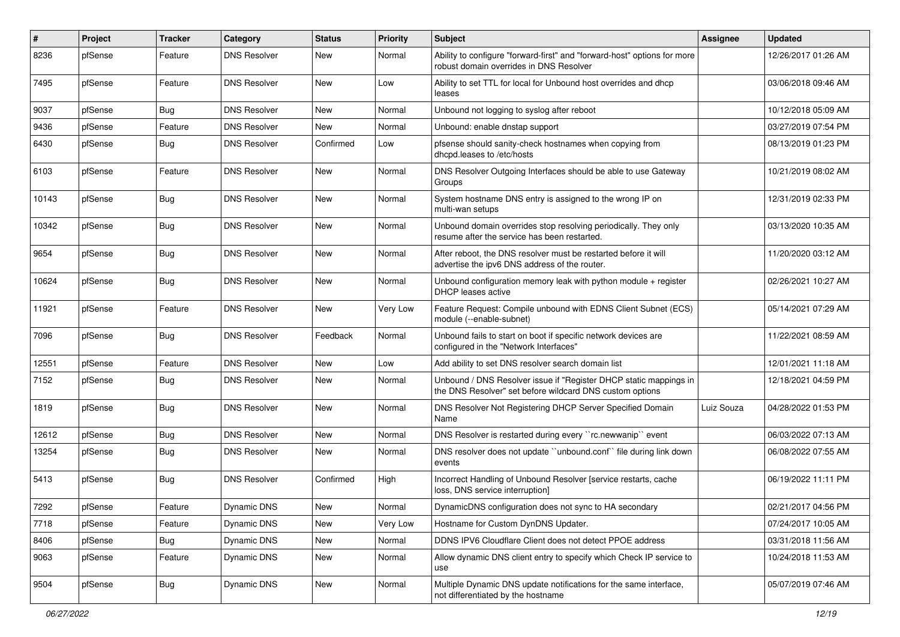| # | Project | Tracker | Category | Status | Priority | Subject | Assignee | Updated |
|---|---|---|---|---|---|---|---|---|
| 8236 | pfSense | Feature | DNS Resolver | New | Normal | Ability to configure "forward-first" and "forward-host" options for more robust domain overrides in DNS Resolver | | 12/26/2017 01:26 AM |
| 7495 | pfSense | Feature | DNS Resolver | New | Low | Ability to set TTL for local for Unbound host overrides and dhcp leases | | 03/06/2018 09:46 AM |
| 9037 | pfSense | Bug | DNS Resolver | New | Normal | Unbound not logging to syslog after reboot | | 10/12/2018 05:09 AM |
| 9436 | pfSense | Feature | DNS Resolver | New | Normal | Unbound: enable dnstap support | | 03/27/2019 07:54 PM |
| 6430 | pfSense | Bug | DNS Resolver | Confirmed | Low | pfsense should sanity-check hostnames when copying from dhcpd.leases to /etc/hosts | | 08/13/2019 01:23 PM |
| 6103 | pfSense | Feature | DNS Resolver | New | Normal | DNS Resolver Outgoing Interfaces should be able to use Gateway Groups | | 10/21/2019 08:02 AM |
| 10143 | pfSense | Bug | DNS Resolver | New | Normal | System hostname DNS entry is assigned to the wrong IP on multi-wan setups | | 12/31/2019 02:33 PM |
| 10342 | pfSense | Bug | DNS Resolver | New | Normal | Unbound domain overrides stop resolving periodically. They only resume after the service has been restarted. | | 03/13/2020 10:35 AM |
| 9654 | pfSense | Bug | DNS Resolver | New | Normal | After reboot, the DNS resolver must be restarted before it will advertise the ipv6 DNS address of the router. | | 11/20/2020 03:12 AM |
| 10624 | pfSense | Bug | DNS Resolver | New | Normal | Unbound configuration memory leak with python module + register DHCP leases active | | 02/26/2021 10:27 AM |
| 11921 | pfSense | Feature | DNS Resolver | New | Very Low | Feature Request: Compile unbound with EDNS Client Subnet (ECS) module (--enable-subnet) | | 05/14/2021 07:29 AM |
| 7096 | pfSense | Bug | DNS Resolver | Feedback | Normal | Unbound fails to start on boot if specific network devices are configured in the "Network Interfaces" | | 11/22/2021 08:59 AM |
| 12551 | pfSense | Feature | DNS Resolver | New | Low | Add ability to set DNS resolver search domain list | | 12/01/2021 11:18 AM |
| 7152 | pfSense | Bug | DNS Resolver | New | Normal | Unbound / DNS Resolver issue if "Register DHCP static mappings in the DNS Resolver" set before wildcard DNS custom options | | 12/18/2021 04:59 PM |
| 1819 | pfSense | Bug | DNS Resolver | New | Normal | DNS Resolver Not Registering DHCP Server Specified Domain Name | Luiz Souza | 04/28/2022 01:53 PM |
| 12612 | pfSense | Bug | DNS Resolver | New | Normal | DNS Resolver is restarted during every ``rc.newwanip`` event | | 06/03/2022 07:13 AM |
| 13254 | pfSense | Bug | DNS Resolver | New | Normal | DNS resolver does not update ``unbound.conf`` file during link down events | | 06/08/2022 07:55 AM |
| 5413 | pfSense | Bug | DNS Resolver | Confirmed | High | Incorrect Handling of Unbound Resolver [service restarts, cache loss, DNS service interruption] | | 06/19/2022 11:11 PM |
| 7292 | pfSense | Feature | Dynamic DNS | New | Normal | DynamicDNS configuration does not sync to HA secondary | | 02/21/2017 04:56 PM |
| 7718 | pfSense | Feature | Dynamic DNS | New | Very Low | Hostname for Custom DynDNS Updater. | | 07/24/2017 10:05 AM |
| 8406 | pfSense | Bug | Dynamic DNS | New | Normal | DDNS IPV6 Cloudflare Client does not detect PPOE address | | 03/31/2018 11:56 AM |
| 9063 | pfSense | Feature | Dynamic DNS | New | Normal | Allow dynamic DNS client entry to specify which Check IP service to use | | 10/24/2018 11:53 AM |
| 9504 | pfSense | Bug | Dynamic DNS | New | Normal | Multiple Dynamic DNS update notifications for the same interface, not differentiated by the hostname | | 05/07/2019 07:46 AM |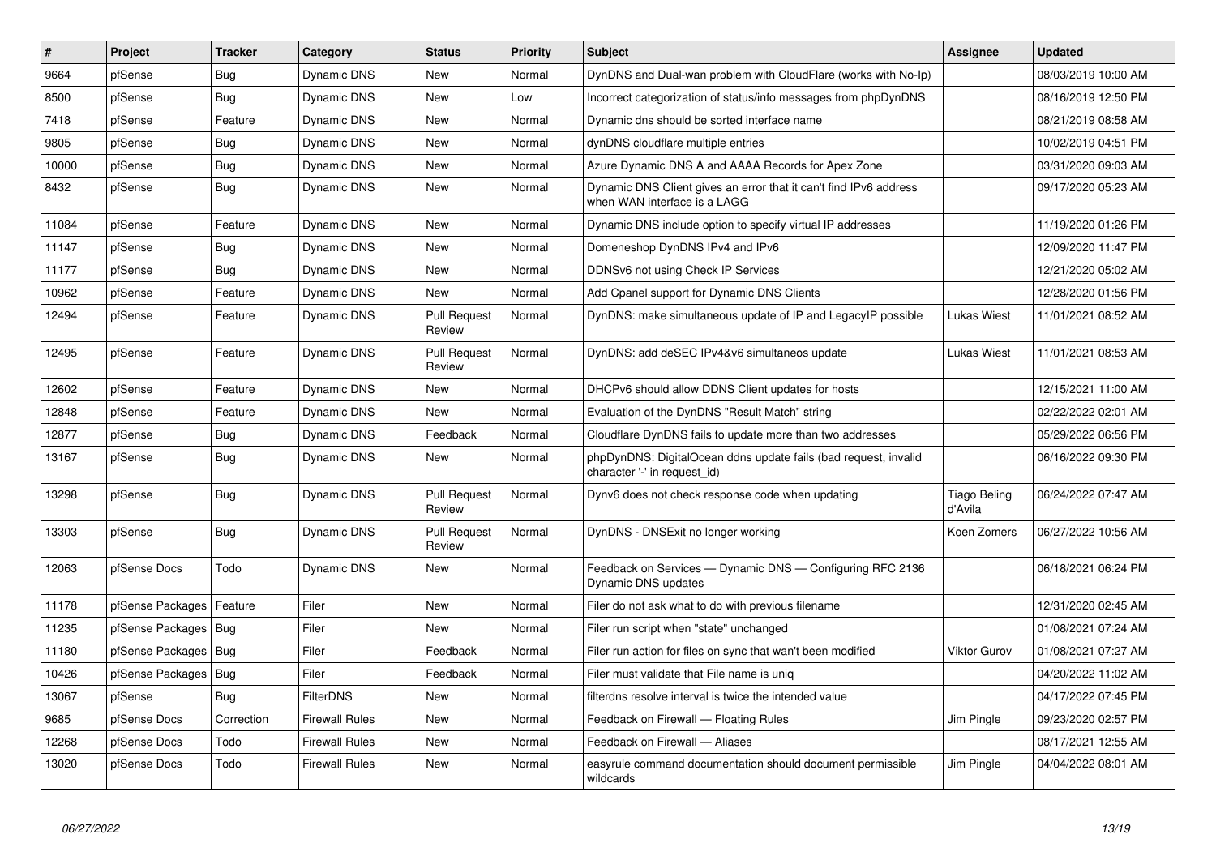| # | Project | Tracker | Category | Status | Priority | Subject | Assignee | Updated |
|---|---|---|---|---|---|---|---|---|
| 9664 | pfSense | Bug | Dynamic DNS | New | Normal | DynDNS and Dual-wan problem with CloudFlare (works with No-Ip) | | 08/03/2019 10:00 AM |
| 8500 | pfSense | Bug | Dynamic DNS | New | Low | Incorrect categorization of status/info messages from phpDynDNS | | 08/16/2019 12:50 PM |
| 7418 | pfSense | Feature | Dynamic DNS | New | Normal | Dynamic dns should be sorted interface name | | 08/21/2019 08:58 AM |
| 9805 | pfSense | Bug | Dynamic DNS | New | Normal | dynDNS cloudflare multiple entries | | 10/02/2019 04:51 PM |
| 10000 | pfSense | Bug | Dynamic DNS | New | Normal | Azure Dynamic DNS A and AAAA Records for Apex Zone | | 03/31/2020 09:03 AM |
| 8432 | pfSense | Bug | Dynamic DNS | New | Normal | Dynamic DNS Client gives an error that it can't find IPv6 address when WAN interface is a LAGG | | 09/17/2020 05:23 AM |
| 11084 | pfSense | Feature | Dynamic DNS | New | Normal | Dynamic DNS include option to specify virtual IP addresses | | 11/19/2020 01:26 PM |
| 11147 | pfSense | Bug | Dynamic DNS | New | Normal | Domeneshop DynDNS IPv4 and IPv6 | | 12/09/2020 11:47 PM |
| 11177 | pfSense | Bug | Dynamic DNS | New | Normal | DDNSv6 not using Check IP Services | | 12/21/2020 05:02 AM |
| 10962 | pfSense | Feature | Dynamic DNS | New | Normal | Add Cpanel support for Dynamic DNS Clients | | 12/28/2020 01:56 PM |
| 12494 | pfSense | Feature | Dynamic DNS | Pull Request Review | Normal | DynDNS: make simultaneous update of IP and LegacyIP possible | Lukas Wiest | 11/01/2021 08:52 AM |
| 12495 | pfSense | Feature | Dynamic DNS | Pull Request Review | Normal | DynDNS: add deSEC IPv4&v6 simultaneos update | Lukas Wiest | 11/01/2021 08:53 AM |
| 12602 | pfSense | Feature | Dynamic DNS | New | Normal | DHCPv6 should allow DDNS Client updates for hosts | | 12/15/2021 11:00 AM |
| 12848 | pfSense | Feature | Dynamic DNS | New | Normal | Evaluation of the DynDNS "Result Match" string | | 02/22/2022 02:01 AM |
| 12877 | pfSense | Bug | Dynamic DNS | Feedback | Normal | Cloudflare DynDNS fails to update more than two addresses | | 05/29/2022 06:56 PM |
| 13167 | pfSense | Bug | Dynamic DNS | New | Normal | phpDynDNS: DigitalOcean ddns update fails (bad request, invalid character '-' in request_id) | | 06/16/2022 09:30 PM |
| 13298 | pfSense | Bug | Dynamic DNS | Pull Request Review | Normal | Dynv6 does not check response code when updating | Tiago Beling d'Avila | 06/24/2022 07:47 AM |
| 13303 | pfSense | Bug | Dynamic DNS | Pull Request Review | Normal | DynDNS - DNSExit no longer working | Koen Zomers | 06/27/2022 10:56 AM |
| 12063 | pfSense Docs | Todo | Dynamic DNS | New | Normal | Feedback on Services — Dynamic DNS — Configuring RFC 2136 Dynamic DNS updates | | 06/18/2021 06:24 PM |
| 11178 | pfSense Packages | Feature | Filer | New | Normal | Filer do not ask what to do with previous filename | | 12/31/2020 02:45 AM |
| 11235 | pfSense Packages | Bug | Filer | New | Normal | Filer run script when "state" unchanged | | 01/08/2021 07:24 AM |
| 11180 | pfSense Packages | Bug | Filer | Feedback | Normal | Filer run action for files on sync that wan't been modified | Viktor Gurov | 01/08/2021 07:27 AM |
| 10426 | pfSense Packages | Bug | Filer | Feedback | Normal | Filer must validate that File name is uniq | | 04/20/2022 11:02 AM |
| 13067 | pfSense | Bug | FilterDNS | New | Normal | filterdns resolve interval is twice the intended value | | 04/17/2022 07:45 PM |
| 9685 | pfSense Docs | Correction | Firewall Rules | New | Normal | Feedback on Firewall — Floating Rules | Jim Pingle | 09/23/2020 02:57 PM |
| 12268 | pfSense Docs | Todo | Firewall Rules | New | Normal | Feedback on Firewall — Aliases | | 08/17/2021 12:55 AM |
| 13020 | pfSense Docs | Todo | Firewall Rules | New | Normal | easyrule command documentation should document permissible wildcards | Jim Pingle | 04/04/2022 08:01 AM |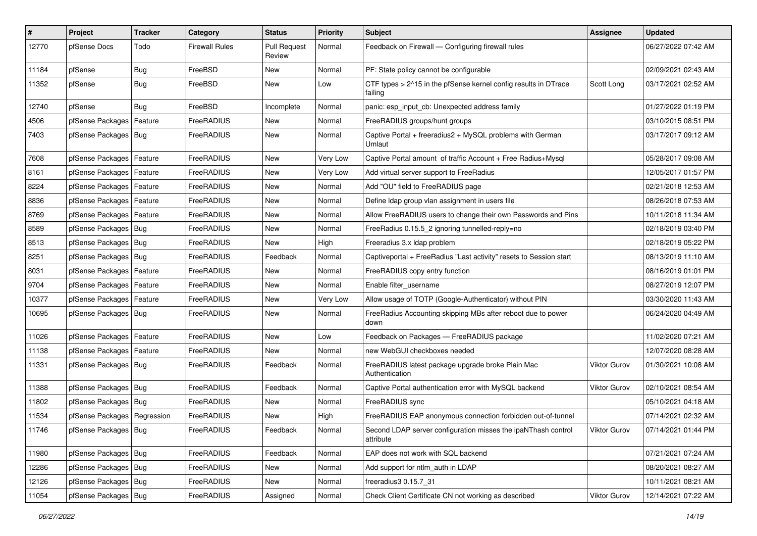| # | Project | Tracker | Category | Status | Priority | Subject | Assignee | Updated |
| --- | --- | --- | --- | --- | --- | --- | --- | --- |
| 12770 | pfSense Docs | Todo | Firewall Rules | Pull Request Review | Normal | Feedback on Firewall — Configuring firewall rules | | 06/27/2022 07:42 AM |
| 11184 | pfSense | Bug | FreeBSD | New | Normal | PF: State policy cannot be configurable | | 02/09/2021 02:43 AM |
| 11352 | pfSense | Bug | FreeBSD | New | Low | CTF types > 2^15 in the pfSense kernel config results in DTrace failing | Scott Long | 03/17/2021 02:52 AM |
| 12740 | pfSense | Bug | FreeBSD | Incomplete | Normal | panic: esp_input_cb: Unexpected address family | | 01/27/2022 01:19 PM |
| 4506 | pfSense Packages | Feature | FreeRADIUS | New | Normal | FreeRADIUS groups/hunt groups | | 03/10/2015 08:51 PM |
| 7403 | pfSense Packages | Bug | FreeRADIUS | New | Normal | Captive Portal + freeradius2 + MySQL problems with German Umlaut | | 03/17/2017 09:12 AM |
| 7608 | pfSense Packages | Feature | FreeRADIUS | New | Very Low | Captive Portal amount of traffic Account + Free Radius+Mysql | | 05/28/2017 09:08 AM |
| 8161 | pfSense Packages | Feature | FreeRADIUS | New | Very Low | Add virtual server support to FreeRadius | | 12/05/2017 01:57 PM |
| 8224 | pfSense Packages | Feature | FreeRADIUS | New | Normal | Add "OU" field to FreeRADIUS page | | 02/21/2018 12:53 AM |
| 8836 | pfSense Packages | Feature | FreeRADIUS | New | Normal | Define ldap group vlan assignment in users file | | 08/26/2018 07:53 AM |
| 8769 | pfSense Packages | Feature | FreeRADIUS | New | Normal | Allow FreeRADIUS users to change their own Passwords and Pins | | 10/11/2018 11:34 AM |
| 8589 | pfSense Packages | Bug | FreeRADIUS | New | Normal | FreeRadius 0.15.5_2 ignoring tunnelled-reply=no | | 02/18/2019 03:40 PM |
| 8513 | pfSense Packages | Bug | FreeRADIUS | New | High | Freeradius 3.x ldap problem | | 02/18/2019 05:22 PM |
| 8251 | pfSense Packages | Bug | FreeRADIUS | Feedback | Normal | Captiveportal + FreeRadius "Last activity" resets to Session start | | 08/13/2019 11:10 AM |
| 8031 | pfSense Packages | Feature | FreeRADIUS | New | Normal | FreeRADIUS copy entry function | | 08/16/2019 01:01 PM |
| 9704 | pfSense Packages | Feature | FreeRADIUS | New | Normal | Enable filter_username | | 08/27/2019 12:07 PM |
| 10377 | pfSense Packages | Feature | FreeRADIUS | New | Very Low | Allow usage of TOTP (Google-Authenticator) without PIN | | 03/30/2020 11:43 AM |
| 10695 | pfSense Packages | Bug | FreeRADIUS | New | Normal | FreeRadius Accounting skipping MBs after reboot due to power down | | 06/24/2020 04:49 AM |
| 11026 | pfSense Packages | Feature | FreeRADIUS | New | Low | Feedback on Packages — FreeRADIUS package | | 11/02/2020 07:21 AM |
| 11138 | pfSense Packages | Feature | FreeRADIUS | New | Normal | new WebGUI checkboxes needed | | 12/07/2020 08:28 AM |
| 11331 | pfSense Packages | Bug | FreeRADIUS | Feedback | Normal | FreeRADIUS latest package upgrade broke Plain Mac Authentication | Viktor Gurov | 01/30/2021 10:08 AM |
| 11388 | pfSense Packages | Bug | FreeRADIUS | Feedback | Normal | Captive Portal authentication error with MySQL backend | Viktor Gurov | 02/10/2021 08:54 AM |
| 11802 | pfSense Packages | Bug | FreeRADIUS | New | Normal | FreeRADIUS sync | | 05/10/2021 04:18 AM |
| 11534 | pfSense Packages | Regression | FreeRADIUS | New | High | FreeRADIUS EAP anonymous connection forbidden out-of-tunnel | | 07/14/2021 02:32 AM |
| 11746 | pfSense Packages | Bug | FreeRADIUS | Feedback | Normal | Second LDAP server configuration misses the ipaNThash control attribute | Viktor Gurov | 07/14/2021 01:44 PM |
| 11980 | pfSense Packages | Bug | FreeRADIUS | Feedback | Normal | EAP does not work with SQL backend | | 07/21/2021 07:24 AM |
| 12286 | pfSense Packages | Bug | FreeRADIUS | New | Normal | Add support for ntlm_auth in LDAP | | 08/20/2021 08:27 AM |
| 12126 | pfSense Packages | Bug | FreeRADIUS | New | Normal | freeradius3 0.15.7_31 | | 10/11/2021 08:21 AM |
| 11054 | pfSense Packages | Bug | FreeRADIUS | Assigned | Normal | Check Client Certificate CN not working as described | Viktor Gurov | 12/14/2021 07:22 AM |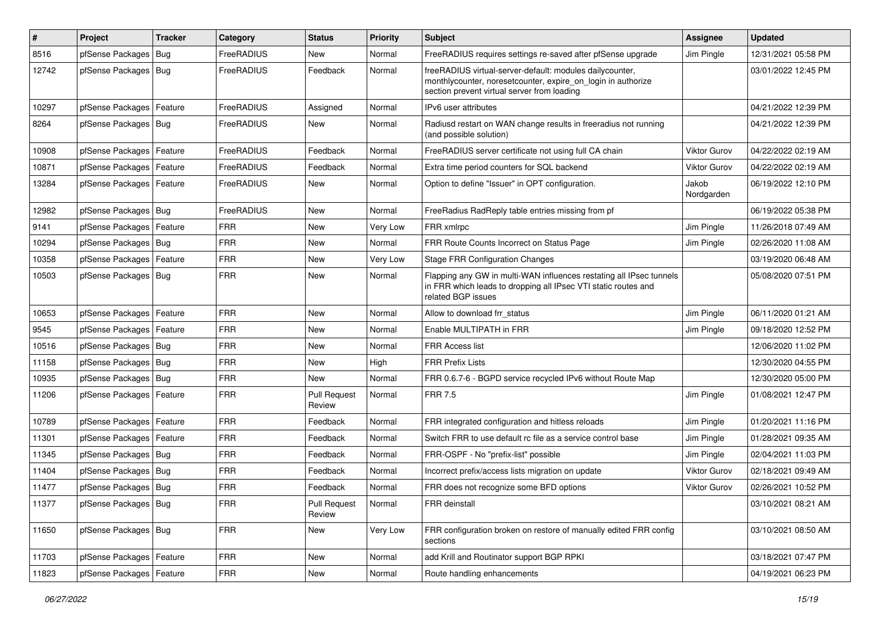| # | Project | Tracker | Category | Status | Priority | Subject | Assignee | Updated |
|---|---|---|---|---|---|---|---|---|
| 8516 | pfSense Packages | Bug | FreeRADIUS | New | Normal | FreeRADIUS requires settings re-saved after pfSense upgrade | Jim Pingle | 12/31/2021 05:58 PM |
| 12742 | pfSense Packages | Bug | FreeRADIUS | Feedback | Normal | freeRADIUS virtual-server-default: modules dailycounter, monthlycounter, noresetcounter, expire_on_login in authorize section prevent virtual server from loading | | 03/01/2022 12:45 PM |
| 10297 | pfSense Packages | Feature | FreeRADIUS | Assigned | Normal | IPv6 user attributes | | 04/21/2022 12:39 PM |
| 8264 | pfSense Packages | Bug | FreeRADIUS | New | Normal | Radiusd restart on WAN change results in freeradius not running (and possible solution) | | 04/21/2022 12:39 PM |
| 10908 | pfSense Packages | Feature | FreeRADIUS | Feedback | Normal | FreeRADIUS server certificate not using full CA chain | Viktor Gurov | 04/22/2022 02:19 AM |
| 10871 | pfSense Packages | Feature | FreeRADIUS | Feedback | Normal | Extra time period counters for SQL backend | Viktor Gurov | 04/22/2022 02:19 AM |
| 13284 | pfSense Packages | Feature | FreeRADIUS | New | Normal | Option to define "Issuer" in OPT configuration. | Jakob Nordgarden | 06/19/2022 12:10 PM |
| 12982 | pfSense Packages | Bug | FreeRADIUS | New | Normal | FreeRadius RadReply table entries missing from pf | | 06/19/2022 05:38 PM |
| 9141 | pfSense Packages | Feature | FRR | New | Very Low | FRR xmlrpc | Jim Pingle | 11/26/2018 07:49 AM |
| 10294 | pfSense Packages | Bug | FRR | New | Normal | FRR Route Counts Incorrect on Status Page | Jim Pingle | 02/26/2020 11:08 AM |
| 10358 | pfSense Packages | Feature | FRR | New | Very Low | Stage FRR Configuration Changes | | 03/19/2020 06:48 AM |
| 10503 | pfSense Packages | Bug | FRR | New | Normal | Flapping any GW in multi-WAN influences restating all IPsec tunnels in FRR which leads to dropping all IPsec VTI static routes and related BGP issues | | 05/08/2020 07:51 PM |
| 10653 | pfSense Packages | Feature | FRR | New | Normal | Allow to download frr_status | Jim Pingle | 06/11/2020 01:21 AM |
| 9545 | pfSense Packages | Feature | FRR | New | Normal | Enable MULTIPATH in FRR | Jim Pingle | 09/18/2020 12:52 PM |
| 10516 | pfSense Packages | Bug | FRR | New | Normal | FRR Access list | | 12/06/2020 11:02 PM |
| 11158 | pfSense Packages | Bug | FRR | New | High | FRR Prefix Lists | | 12/30/2020 04:55 PM |
| 10935 | pfSense Packages | Bug | FRR | New | Normal | FRR 0.6.7-6 - BGPD service recycled IPv6 without Route Map | | 12/30/2020 05:00 PM |
| 11206 | pfSense Packages | Feature | FRR | Pull Request Review | Normal | FRR 7.5 | Jim Pingle | 01/08/2021 12:47 PM |
| 10789 | pfSense Packages | Feature | FRR | Feedback | Normal | FRR integrated configuration and hitless reloads | Jim Pingle | 01/20/2021 11:16 PM |
| 11301 | pfSense Packages | Feature | FRR | Feedback | Normal | Switch FRR to use default rc file as a service control base | Jim Pingle | 01/28/2021 09:35 AM |
| 11345 | pfSense Packages | Bug | FRR | Feedback | Normal | FRR-OSPF - No "prefix-list" possible | Jim Pingle | 02/04/2021 11:03 PM |
| 11404 | pfSense Packages | Bug | FRR | Feedback | Normal | Incorrect prefix/access lists migration on update | Viktor Gurov | 02/18/2021 09:49 AM |
| 11477 | pfSense Packages | Bug | FRR | Feedback | Normal | FRR does not recognize some BFD options | Viktor Gurov | 02/26/2021 10:52 PM |
| 11377 | pfSense Packages | Bug | FRR | Pull Request Review | Normal | FRR deinstall | | 03/10/2021 08:21 AM |
| 11650 | pfSense Packages | Bug | FRR | New | Very Low | FRR configuration broken on restore of manually edited FRR config sections | | 03/10/2021 08:50 AM |
| 11703 | pfSense Packages | Feature | FRR | New | Normal | add Krill and Routinator support BGP RPKI | | 03/18/2021 07:47 PM |
| 11823 | pfSense Packages | Feature | FRR | New | Normal | Route handling enhancements | | 04/19/2021 06:23 PM |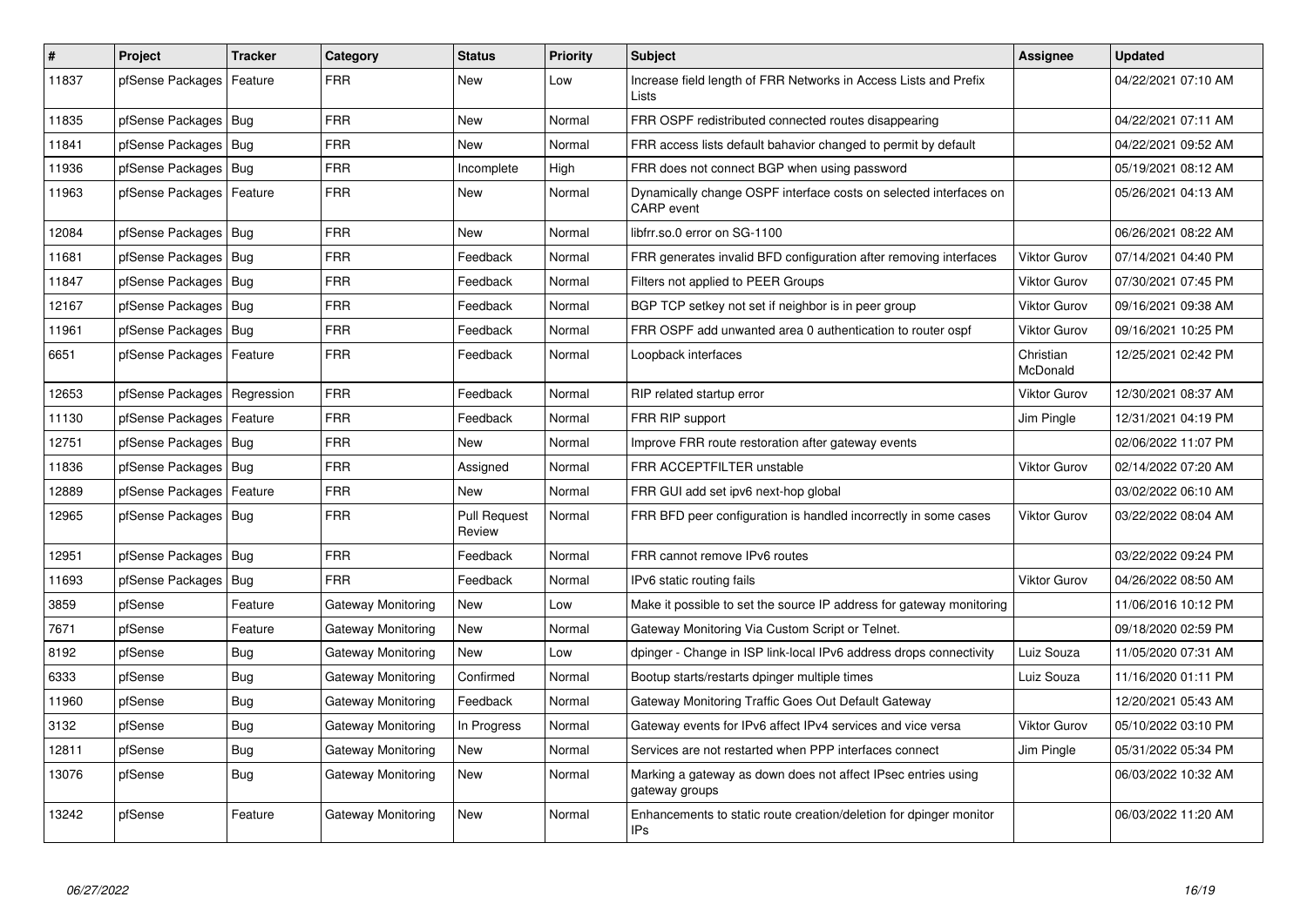| # | Project | Tracker | Category | Status | Priority | Subject | Assignee | Updated |
|---|---|---|---|---|---|---|---|---|
| 11837 | pfSense Packages | Feature | FRR | New | Low | Increase field length of FRR Networks in Access Lists and Prefix Lists | | 04/22/2021 07:10 AM |
| 11835 | pfSense Packages | Bug | FRR | New | Normal | FRR OSPF redistributed connected routes disappearing | | 04/22/2021 07:11 AM |
| 11841 | pfSense Packages | Bug | FRR | New | Normal | FRR access lists default bahavior changed to permit by default | | 04/22/2021 09:52 AM |
| 11936 | pfSense Packages | Bug | FRR | Incomplete | High | FRR does not connect BGP when using password | | 05/19/2021 08:12 AM |
| 11963 | pfSense Packages | Feature | FRR | New | Normal | Dynamically change OSPF interface costs on selected interfaces on CARP event | | 05/26/2021 04:13 AM |
| 12084 | pfSense Packages | Bug | FRR | New | Normal | libfrr.so.0 error on SG-1100 | | 06/26/2021 08:22 AM |
| 11681 | pfSense Packages | Bug | FRR | Feedback | Normal | FRR generates invalid BFD configuration after removing interfaces | Viktor Gurov | 07/14/2021 04:40 PM |
| 11847 | pfSense Packages | Bug | FRR | Feedback | Normal | Filters not applied to PEER Groups | Viktor Gurov | 07/30/2021 07:45 PM |
| 12167 | pfSense Packages | Bug | FRR | Feedback | Normal | BGP TCP setkey not set if neighbor is in peer group | Viktor Gurov | 09/16/2021 09:38 AM |
| 11961 | pfSense Packages | Bug | FRR | Feedback | Normal | FRR OSPF add unwanted area 0 authentication to router ospf | Viktor Gurov | 09/16/2021 10:25 PM |
| 6651 | pfSense Packages | Feature | FRR | Feedback | Normal | Loopback interfaces | Christian McDonald | 12/25/2021 02:42 PM |
| 12653 | pfSense Packages | Regression | FRR | Feedback | Normal | RIP related startup error | Viktor Gurov | 12/30/2021 08:37 AM |
| 11130 | pfSense Packages | Feature | FRR | Feedback | Normal | FRR RIP support | Jim Pingle | 12/31/2021 04:19 PM |
| 12751 | pfSense Packages | Bug | FRR | New | Normal | Improve FRR route restoration after gateway events | | 02/06/2022 11:07 PM |
| 11836 | pfSense Packages | Bug | FRR | Assigned | Normal | FRR ACCEPTFILTER unstable | Viktor Gurov | 02/14/2022 07:20 AM |
| 12889 | pfSense Packages | Feature | FRR | New | Normal | FRR GUI add set ipv6 next-hop global | | 03/02/2022 06:10 AM |
| 12965 | pfSense Packages | Bug | FRR | Pull Request Review | Normal | FRR BFD peer configuration is handled incorrectly in some cases | Viktor Gurov | 03/22/2022 08:04 AM |
| 12951 | pfSense Packages | Bug | FRR | Feedback | Normal | FRR cannot remove IPv6 routes | | 03/22/2022 09:24 PM |
| 11693 | pfSense Packages | Bug | FRR | Feedback | Normal | IPv6 static routing fails | Viktor Gurov | 04/26/2022 08:50 AM |
| 3859 | pfSense | Feature | Gateway Monitoring | New | Low | Make it possible to set the source IP address for gateway monitoring | | 11/06/2016 10:12 PM |
| 7671 | pfSense | Feature | Gateway Monitoring | New | Normal | Gateway Monitoring Via Custom Script or Telnet. | | 09/18/2020 02:59 PM |
| 8192 | pfSense | Bug | Gateway Monitoring | New | Low | dpinger - Change in ISP link-local IPv6 address drops connectivity | Luiz Souza | 11/05/2020 07:31 AM |
| 6333 | pfSense | Bug | Gateway Monitoring | Confirmed | Normal | Bootup starts/restarts dpinger multiple times | Luiz Souza | 11/16/2020 01:11 PM |
| 11960 | pfSense | Bug | Gateway Monitoring | Feedback | Normal | Gateway Monitoring Traffic Goes Out Default Gateway | | 12/20/2021 05:43 AM |
| 3132 | pfSense | Bug | Gateway Monitoring | In Progress | Normal | Gateway events for IPv6 affect IPv4 services and vice versa | Viktor Gurov | 05/10/2022 03:10 PM |
| 12811 | pfSense | Bug | Gateway Monitoring | New | Normal | Services are not restarted when PPP interfaces connect | Jim Pingle | 05/31/2022 05:34 PM |
| 13076 | pfSense | Bug | Gateway Monitoring | New | Normal | Marking a gateway as down does not affect IPsec entries using gateway groups | | 06/03/2022 10:32 AM |
| 13242 | pfSense | Feature | Gateway Monitoring | New | Normal | Enhancements to static route creation/deletion for dpinger monitor IPs | | 06/03/2022 11:20 AM |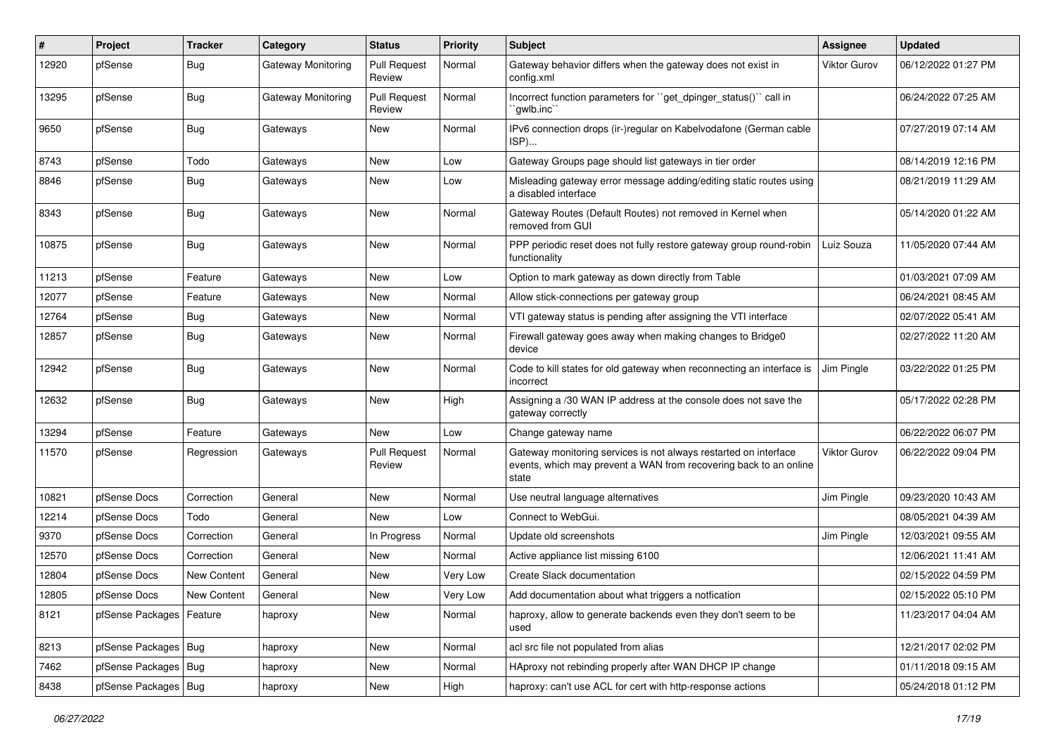| # | Project | Tracker | Category | Status | Priority | Subject | Assignee | Updated |
|---|---|---|---|---|---|---|---|---|
| 12920 | pfSense | Bug | Gateway Monitoring | Pull Request Review | Normal | Gateway behavior differs when the gateway does not exist in config.xml | Viktor Gurov | 06/12/2022 01:27 PM |
| 13295 | pfSense | Bug | Gateway Monitoring | Pull Request Review | Normal | Incorrect function parameters for ``get_dpinger_status()`` call in ``gwlb.inc`` | | 06/24/2022 07:25 AM |
| 9650 | pfSense | Bug | Gateways | New | Normal | IPv6 connection drops (ir-)regular on Kabelvodafone (German cable ISP)... | | 07/27/2019 07:14 AM |
| 8743 | pfSense | Todo | Gateways | New | Low | Gateway Groups page should list gateways in tier order | | 08/14/2019 12:16 PM |
| 8846 | pfSense | Bug | Gateways | New | Low | Misleading gateway error message adding/editing static routes using a disabled interface | | 08/21/2019 11:29 AM |
| 8343 | pfSense | Bug | Gateways | New | Normal | Gateway Routes (Default Routes) not removed in Kernel when removed from GUI | | 05/14/2020 01:22 AM |
| 10875 | pfSense | Bug | Gateways | New | Normal | PPP periodic reset does not fully restore gateway group round-robin functionality | Luiz Souza | 11/05/2020 07:44 AM |
| 11213 | pfSense | Feature | Gateways | New | Low | Option to mark gateway as down directly from Table | | 01/03/2021 07:09 AM |
| 12077 | pfSense | Feature | Gateways | New | Normal | Allow stick-connections per gateway group | | 06/24/2021 08:45 AM |
| 12764 | pfSense | Bug | Gateways | New | Normal | VTI gateway status is pending after assigning the VTI interface | | 02/07/2022 05:41 AM |
| 12857 | pfSense | Bug | Gateways | New | Normal | Firewall gateway goes away when making changes to Bridge0 device | | 02/27/2022 11:20 AM |
| 12942 | pfSense | Bug | Gateways | New | Normal | Code to kill states for old gateway when reconnecting an interface is incorrect | Jim Pingle | 03/22/2022 01:25 PM |
| 12632 | pfSense | Bug | Gateways | New | High | Assigning a /30 WAN IP address at the console does not save the gateway correctly | | 05/17/2022 02:28 PM |
| 13294 | pfSense | Feature | Gateways | New | Low | Change gateway name | | 06/22/2022 06:07 PM |
| 11570 | pfSense | Regression | Gateways | Pull Request Review | Normal | Gateway monitoring services is not always restarted on interface events, which may prevent a WAN from recovering back to an online state | Viktor Gurov | 06/22/2022 09:04 PM |
| 10821 | pfSense Docs | Correction | General | New | Normal | Use neutral language alternatives | Jim Pingle | 09/23/2020 10:43 AM |
| 12214 | pfSense Docs | Todo | General | New | Low | Connect to WebGui. | | 08/05/2021 04:39 AM |
| 9370 | pfSense Docs | Correction | General | In Progress | Normal | Update old screenshots | Jim Pingle | 12/03/2021 09:55 AM |
| 12570 | pfSense Docs | Correction | General | New | Normal | Active appliance list missing 6100 | | 12/06/2021 11:41 AM |
| 12804 | pfSense Docs | New Content | General | New | Very Low | Create Slack documentation | | 02/15/2022 04:59 PM |
| 12805 | pfSense Docs | New Content | General | New | Very Low | Add documentation about what triggers a notfication | | 02/15/2022 05:10 PM |
| 8121 | pfSense Packages | Feature | haproxy | New | Normal | haproxy, allow to generate backends even they don't seem to be used | | 11/23/2017 04:04 AM |
| 8213 | pfSense Packages | Bug | haproxy | New | Normal | acl src file not populated from alias | | 12/21/2017 02:02 PM |
| 7462 | pfSense Packages | Bug | haproxy | New | Normal | HAproxy not rebinding properly after WAN DHCP IP change | | 01/11/2018 09:15 AM |
| 8438 | pfSense Packages | Bug | haproxy | New | High | haproxy: can't use ACL for cert with http-response actions | | 05/24/2018 01:12 PM |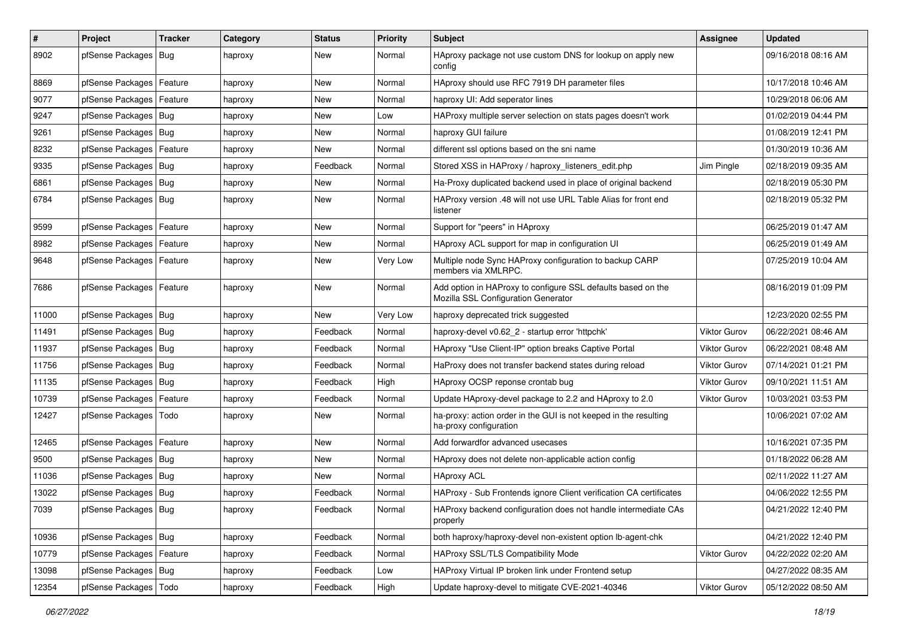| # | Project | Tracker | Category | Status | Priority | Subject | Assignee | Updated |
|---|---|---|---|---|---|---|---|---|
| 8902 | pfSense Packages | Bug | haproxy | New | Normal | HAproxy package not use custom DNS for lookup on apply new config | | 09/16/2018 08:16 AM |
| 8869 | pfSense Packages | Feature | haproxy | New | Normal | HAproxy should use RFC 7919 DH parameter files | | 10/17/2018 10:46 AM |
| 9077 | pfSense Packages | Feature | haproxy | New | Normal | haproxy UI: Add seperator lines | | 10/29/2018 06:06 AM |
| 9247 | pfSense Packages | Bug | haproxy | New | Low | HAProxy multiple server selection on stats pages doesn't work | | 01/02/2019 04:44 PM |
| 9261 | pfSense Packages | Bug | haproxy | New | Normal | haproxy GUI failure | | 01/08/2019 12:41 PM |
| 8232 | pfSense Packages | Feature | haproxy | New | Normal | different ssl options based on the sni name | | 01/30/2019 10:36 AM |
| 9335 | pfSense Packages | Bug | haproxy | Feedback | Normal | Stored XSS in HAProxy / haproxy_listeners_edit.php | Jim Pingle | 02/18/2019 09:35 AM |
| 6861 | pfSense Packages | Bug | haproxy | New | Normal | Ha-Proxy duplicated backend used in place of original backend | | 02/18/2019 05:30 PM |
| 6784 | pfSense Packages | Bug | haproxy | New | Normal | HAProxy version .48 will not use URL Table Alias for front end listener | | 02/18/2019 05:32 PM |
| 9599 | pfSense Packages | Feature | haproxy | New | Normal | Support for "peers" in HAproxy | | 06/25/2019 01:47 AM |
| 8982 | pfSense Packages | Feature | haproxy | New | Normal | HAproxy ACL support for map in configuration UI | | 06/25/2019 01:49 AM |
| 9648 | pfSense Packages | Feature | haproxy | New | Very Low | Multiple node Sync HAProxy configuration to backup CARP members via XMLRPC. | | 07/25/2019 10:04 AM |
| 7686 | pfSense Packages | Feature | haproxy | New | Normal | Add option in HAProxy to configure SSL defaults based on the Mozilla SSL Configuration Generator | | 08/16/2019 01:09 PM |
| 11000 | pfSense Packages | Bug | haproxy | New | Very Low | haproxy deprecated trick suggested | | 12/23/2020 02:55 PM |
| 11491 | pfSense Packages | Bug | haproxy | Feedback | Normal | haproxy-devel v0.62_2 - startup error 'httpchk' | Viktor Gurov | 06/22/2021 08:46 AM |
| 11937 | pfSense Packages | Bug | haproxy | Feedback | Normal | HAproxy "Use Client-IP" option breaks Captive Portal | Viktor Gurov | 06/22/2021 08:48 AM |
| 11756 | pfSense Packages | Bug | haproxy | Feedback | Normal | HaProxy does not transfer backend states during reload | Viktor Gurov | 07/14/2021 01:21 PM |
| 11135 | pfSense Packages | Bug | haproxy | Feedback | High | HAproxy OCSP reponse crontab bug | Viktor Gurov | 09/10/2021 11:51 AM |
| 10739 | pfSense Packages | Feature | haproxy | Feedback | Normal | Update HAproxy-devel package to 2.2 and HAproxy to 2.0 | Viktor Gurov | 10/03/2021 03:53 PM |
| 12427 | pfSense Packages | Todo | haproxy | New | Normal | ha-proxy: action order in the GUI is not keeped in the resulting ha-proxy configuration | | 10/06/2021 07:02 AM |
| 12465 | pfSense Packages | Feature | haproxy | New | Normal | Add forwardfor advanced usecases | | 10/16/2021 07:35 PM |
| 9500 | pfSense Packages | Bug | haproxy | New | Normal | HAproxy does not delete non-applicable action config | | 01/18/2022 06:28 AM |
| 11036 | pfSense Packages | Bug | haproxy | New | Normal | HAproxy ACL | | 02/11/2022 11:27 AM |
| 13022 | pfSense Packages | Bug | haproxy | Feedback | Normal | HAProxy - Sub Frontends ignore Client verification CA certificates | | 04/06/2022 12:55 PM |
| 7039 | pfSense Packages | Bug | haproxy | Feedback | Normal | HAProxy backend configuration does not handle intermediate CAs properly | | 04/21/2022 12:40 PM |
| 10936 | pfSense Packages | Bug | haproxy | Feedback | Normal | both haproxy/haproxy-devel non-existent option lb-agent-chk | | 04/21/2022 12:40 PM |
| 10779 | pfSense Packages | Feature | haproxy | Feedback | Normal | HAProxy SSL/TLS Compatibility Mode | Viktor Gurov | 04/22/2022 02:20 AM |
| 13098 | pfSense Packages | Bug | haproxy | Feedback | Low | HAProxy Virtual IP broken link under Frontend setup | | 04/27/2022 08:35 AM |
| 12354 | pfSense Packages | Todo | haproxy | Feedback | High | Update haproxy-devel to mitigate CVE-2021-40346 | Viktor Gurov | 05/12/2022 08:50 AM |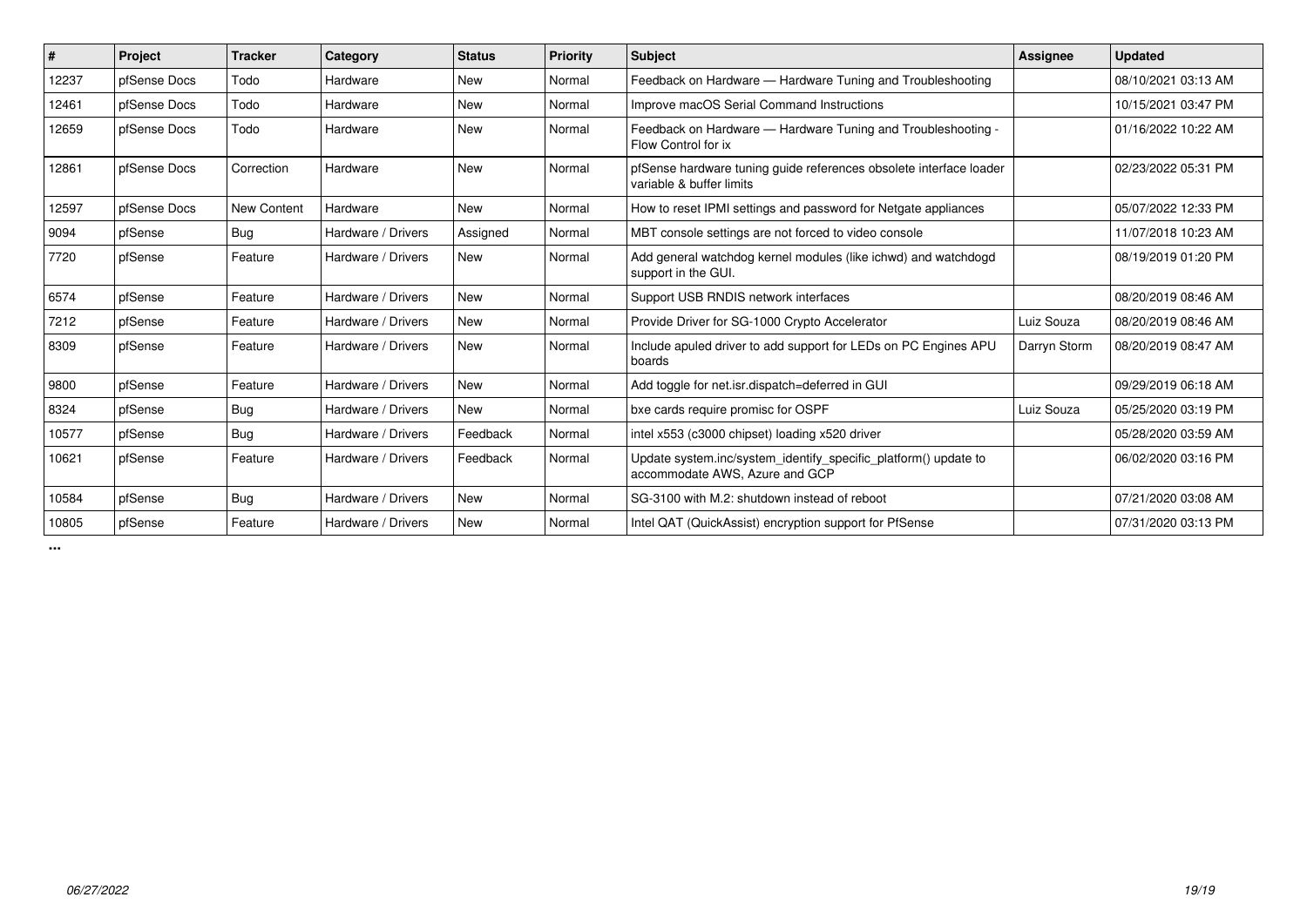| # | Project | Tracker | Category | Status | Priority | Subject | Assignee | Updated |
|---|---|---|---|---|---|---|---|---|
| 12237 | pfSense Docs | Todo | Hardware | New | Normal | Feedback on Hardware — Hardware Tuning and Troubleshooting | | 08/10/2021 03:13 AM |
| 12461 | pfSense Docs | Todo | Hardware | New | Normal | Improve macOS Serial Command Instructions | | 10/15/2021 03:47 PM |
| 12659 | pfSense Docs | Todo | Hardware | New | Normal | Feedback on Hardware — Hardware Tuning and Troubleshooting - Flow Control for ix | | 01/16/2022 10:22 AM |
| 12861 | pfSense Docs | Correction | Hardware | New | Normal | pfSense hardware tuning guide references obsolete interface loader variable & buffer limits | | 02/23/2022 05:31 PM |
| 12597 | pfSense Docs | New Content | Hardware | New | Normal | How to reset IPMI settings and password for Netgate appliances | | 05/07/2022 12:33 PM |
| 9094 | pfSense | Bug | Hardware / Drivers | Assigned | Normal | MBT console settings are not forced to video console | | 11/07/2018 10:23 AM |
| 7720 | pfSense | Feature | Hardware / Drivers | New | Normal | Add general watchdog kernel modules (like ichwd) and watchdogd support in the GUI. | | 08/19/2019 01:20 PM |
| 6574 | pfSense | Feature | Hardware / Drivers | New | Normal | Support USB RNDIS network interfaces | | 08/20/2019 08:46 AM |
| 7212 | pfSense | Feature | Hardware / Drivers | New | Normal | Provide Driver for SG-1000 Crypto Accelerator | Luiz Souza | 08/20/2019 08:46 AM |
| 8309 | pfSense | Feature | Hardware / Drivers | New | Normal | Include apuled driver to add support for LEDs on PC Engines APU boards | Darryn Storm | 08/20/2019 08:47 AM |
| 9800 | pfSense | Feature | Hardware / Drivers | New | Normal | Add toggle for net.isr.dispatch=deferred in GUI | | 09/29/2019 06:18 AM |
| 8324 | pfSense | Bug | Hardware / Drivers | New | Normal | bxe cards require promisc for OSPF | Luiz Souza | 05/25/2020 03:19 PM |
| 10577 | pfSense | Bug | Hardware / Drivers | Feedback | Normal | intel x553 (c3000 chipset) loading x520 driver | | 05/28/2020 03:59 AM |
| 10621 | pfSense | Feature | Hardware / Drivers | Feedback | Normal | Update system.inc/system_identify_specific_platform() update to accommodate AWS, Azure and GCP | | 06/02/2020 03:16 PM |
| 10584 | pfSense | Bug | Hardware / Drivers | New | Normal | SG-3100 with M.2: shutdown instead of reboot | | 07/21/2020 03:08 AM |
| 10805 | pfSense | Feature | Hardware / Drivers | New | Normal | Intel QAT (QuickAssist) encryption support for PfSense | | 07/31/2020 03:13 PM |

...